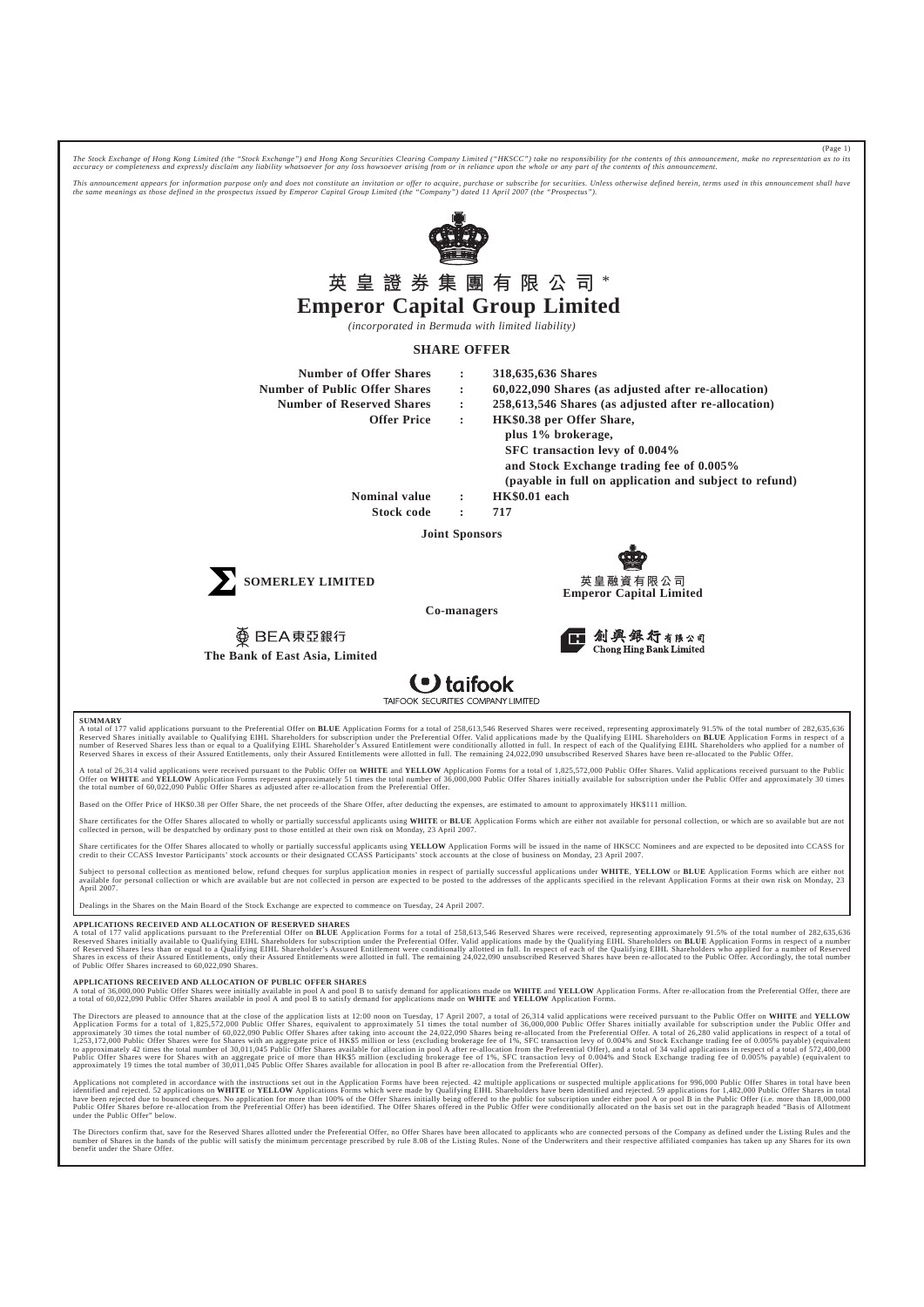*The Stock Exchange of Hong Kong Limited (the "Stock Exchange") and Hong Kong Securities Clearing Company Limited ("HKSCC") take no responsibility for the contents of this announcement, make no representation as to its accuracy or completeness and expressly disclaim any liability whatsoever for any loss howsoever arising from or in reliance upon the whole or any part of the contents of this announcement.*

*This announcement appears for information purpose only and does not constitute an invitation or offer to acquire, purchase or subscribe for securities. Unless otherwise defined herein, terms used in this announcement shall have the same meanings as those defined in the prospectus issued by Emperor Capital Group Limited (the "Company") dated 11 April 2007 (the "Prospectus").*

# 英皇證券集團有限公司*

# Emperor Capital Group Limited

*(incorporated in Bermuda with limited liability)*

## SHARE OFFER

| | | |
|---|---|---|
| **Number of Offer Shares** | **:** | **318,635,636 Shares** |
| **Number of Public Offer Shares** | **:** | **60,022,090 Shares (as adjusted after re-allocation)** |
| **Number of Reserved Shares** | **:** | **258,613,546 Shares (as adjusted after re-allocation)** |
| **Offer Price** | **:** | **HK$0.38 per Offer Share, plus 1% brokerage, SFC transaction levy of 0.004% and Stock Exchange trading fee of 0.005% (payable in full on application and subject to refund)** |
| **Nominal value** | **:** | **HK$0.01 each** |
| **Stock code** | **:** | **717** |

**Joint Sponsors**

**SOMERLEY LIMITED**

英皇融資有限公司
**Emperor Capital Limited**

**Co-managers**

BEA東亞銀行
**The Bank of East Asia, Limited**

創興銀行有限公司
**Chong Hing Bank Limited**

taifook
TAIFOOK SECURITIES COMPANY LIMITED

**SUMMARY**

A total of 177 valid applications pursuant to the Preferential Offer on **BLUE** Application Forms for a total of 258,613,546 Reserved Shares were received, representing approximately 91.5% of the total number of 282,635,636 Reserved Shares initially available to Qualifying EIHL Shareholders for subscription under the Preferential Offer. Valid applications made by the Qualifying EIHL Shareholders on **BLUE** Application Forms in respect of a number of Reserved Shares less than or equal to a Qualifying EIHL Shareholder's Assured Entitlement were conditionally allotted in full. In respect of each of the Qualifying EIHL Shareholders who applied for a number of Reserved Shares in excess of their Assured Entitlements, only their Assured Entitlements were allotted in full. The remaining 24,022,090 unsubscribed Reserved Shares have been re-allocated to the Public Offer.

A total of 26,314 valid applications were received pursuant to the Public Offer on **WHITE** and **YELLOW** Application Forms for a total of 1,825,572,000 Public Offer Shares. Valid applications received pursuant to the Public Offer on **WHITE** and **YELLOW** Application Forms represent approximately 51 times the total number of 36,000,000 Public Offer Shares initially available for subscription under the Public Offer and approximately 30 times the total number of 60,022,090 Public Offer Shares as adjusted after re-allocation from the Preferential Offer.

Based on the Offer Price of HK$0.38 per Offer Share, the net proceeds of the Share Offer, after deducting the expenses, are estimated to amount to approximately HK$111 million.

Share certificates for the Offer Shares allocated to wholly or partially successful applicants using **WHITE** or **BLUE** Application Forms which are either not available for personal collection, or which are so available but are not collected in person, will be despatched by ordinary post to those entitled at their own risk on Monday, 23 April 2007.

Share certificates for the Offer Shares allocated to wholly or partially successful applicants using **YELLOW** Application Forms will be issued in the name of HKSCC Nominees and are expected to be deposited into CCASS for credit to their CCASS Investor Participants' stock accounts or their designated CCASS Participants' stock accounts at the close of business on Monday, 23 April 2007.

Subject to personal collection as mentioned below, refund cheques for surplus application monies in respect of partially successful applications under **WHITE**, **YELLOW** or **BLUE** Application Forms which are either not available for personal collection or which are available but are not collected in person are expected to be posted to the addresses of the applicants specified in the relevant Application Forms at their own risk on Monday, 23 April 2007.

Dealings in the Shares on the Main Board of the Stock Exchange are expected to commence on Tuesday, 24 April 2007.

**APPLICATIONS RECEIVED AND ALLOCATION OF RESERVED SHARES**

A total of 177 valid applications pursuant to the Preferential Offer on **BLUE** Application Forms for a total of 258,613,546 Reserved Shares were received, representing approximately 91.5% of the total number of 282,635,636 Reserved Shares initially available to Qualifying EIHL Shareholders for subscription under the Preferential Offer. Valid applications made by the Qualifying EIHL Shareholders on **BLUE** Application Forms in respect of a number of Reserved Shares less than or equal to a Qualifying EIHL Shareholder's Assured Entitlement were conditionally allotted in full. In respect of each of the Qualifying EIHL Shareholders who applied for a number of Reserved Shares in excess of their Assured Entitlements, only their Assured Entitlements were allotted in full. The remaining 24,022,090 unsubscribed Reserved Shares have been re-allocated to the Public Offer. Accordingly, the total number of Public Offer Shares increased to 60,022,090 Shares.

**APPLICATIONS RECEIVED AND ALLOCATION OF PUBLIC OFFER SHARES**

A total of 36,000,000 Public Offer Shares were initially available in pool A and pool B to satisfy demand for applications made on **WHITE** and **YELLOW** Application Forms. After re-allocation from the Preferential Offer, there are a total of 60,022,090 Public Offer Shares available in pool A and pool B to satisfy demand for applications made on **WHITE** and **YELLOW** Application Forms.

The Directors are pleased to announce that at the close of the application lists at 12:00 noon on Tuesday, 17 April 2007, a total of 26,314 valid applications were received pursuant to the Public Offer on **WHITE** and **YELLOW** Application Forms for a total of 1,825,572,000 Public Offer Shares, equivalent to approximately 51 times the total number of 36,000,000 Public Offer Shares initially available for subscription under the Public Offer and approximately 30 times the total number of 60,022,090 Public Offer Shares after taking into account the 24,022,090 Shares being re-allocated from the Preferential Offer. A total of 26,280 valid applications in respect of a total of 1,253,172,000 Public Offer Shares were for Shares with an aggregate price of HK$5 million or less (excluding brokerage fee of 1%, SFC transaction levy of 0.004% and Stock Exchange trading fee of 0.005% payable) (equivalent to approximately 42 times the total number of 30,011,045 Public Offer Shares available for allocation in pool A after re-allocation from the Preferential Offer), and a total of 34 valid applications in respect of a total of 572,400,000 Public Offer Shares were for Shares with an aggregate price of more than HK$5 million (excluding brokerage fee of 1%, SFC transaction levy of 0.004% and Stock Exchange trading fee of 0.005% payable) (equivalent to approximately 19 times the total number of 30,011,045 Public Offer Shares available for allocation in pool B after re-allocation from the Preferential Offer).

Applications not completed in accordance with the instructions set out in the Application Forms have been rejected. 42 multiple applications or suspected multiple applications for 996,000 Public Offer Shares in total have been identified and rejected. 52 applications on **WHITE** or **YELLOW** Applications Forms which were made by Qualifying EIHL Shareholders have been identified and rejected. 59 applications for 1,482,000 Public Offer Shares in total have been rejected due to bounced cheques. No application for more than 100% of the Offer Shares initially being offered to the public for subscription under either pool A or pool B in the Public Offer (i.e. more than 18,000,000 Public Offer Shares before re-allocation from the Preferential Offer) has been identified. The Offer Shares offered in the Public Offer were conditionally allocated on the basis set out in the paragraph headed "Basis of Allotment under the Public Offer" below.

The Directors confirm that, save for the Reserved Shares allotted under the Preferential Offer, no Offer Shares have been allocated to applicants who are connected persons of the Company as defined under the Listing Rules and the number of Shares in the hands of the public will satisfy the minimum percentage prescribed by rule 8.08 of the Listing Rules. None of the Underwriters and their respective affiliated companies has taken up any Shares for its own benefit under the Share Offer.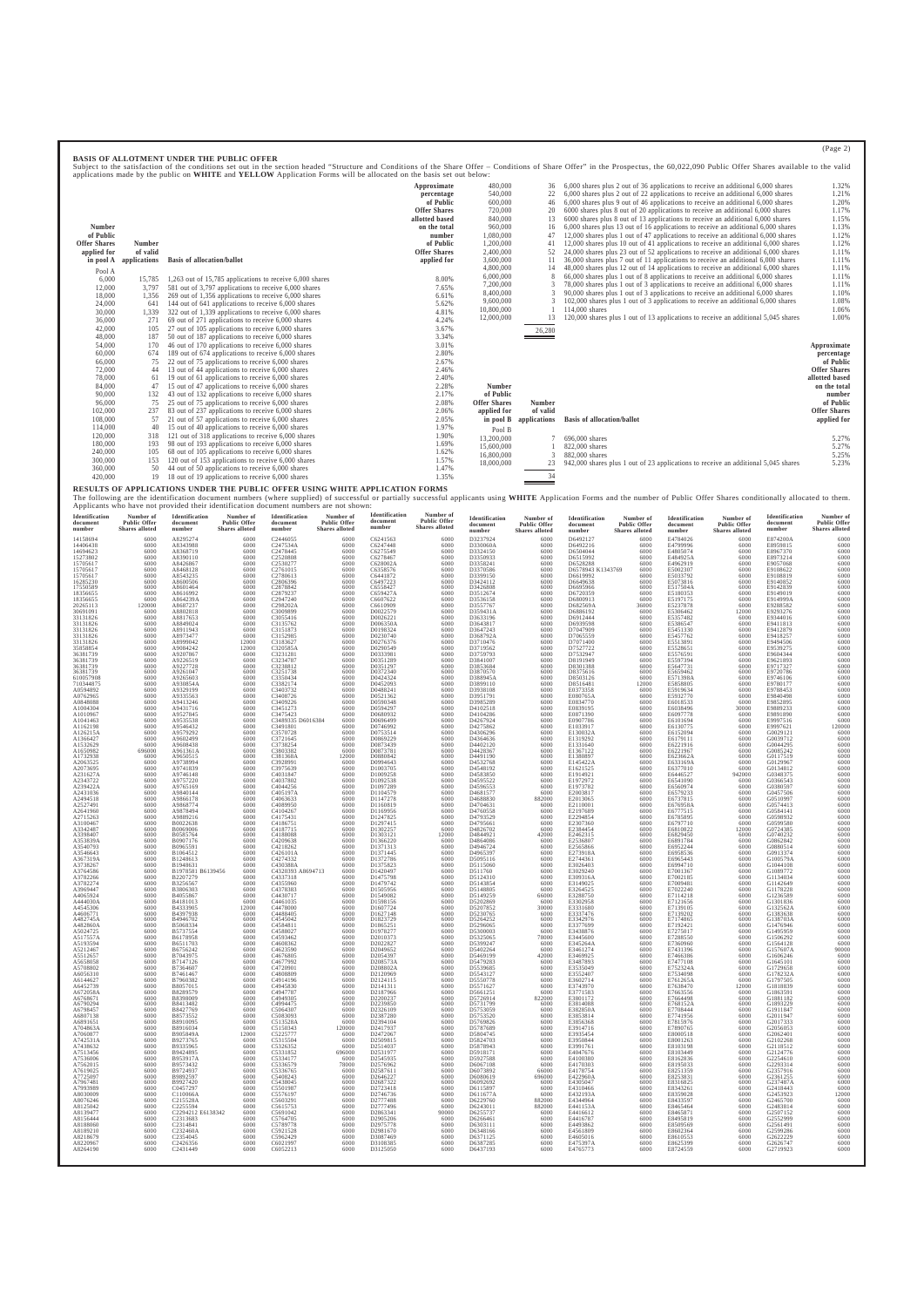## BASIS OF ALLOTMENT UNDER THE PUBLIC OFFER

Subject to the satisfaction of the conditions set out in the section headed "Structure and Conditions of the Share Offer – Conditions of Share Offer" in the Prospectus, the 60,022,090 Public Offer Shares available to the valid applications made by the public on **WHITE** and **YELLOW** Application Forms will be allocated on the basis set out below:

| Number of Public Offer Shares applied for | Number of valid applications | Basis of allocation/ballot | Approximate percentage of Public Offer Shares allotted based on the total number of Public Offer Shares applied for |
|---|---|---|---|
| Pool A | | | |
| 6,000 | 15,785 | 1,263 out of 15,785 applications to receive 6,000 shares | 8.00% |
| 12,000 | 3,797 | 581 out of 3,797 applications to receive 6,000 shares | 7.65% |
| 18,000 | 1,356 | 269 out of 1,356 applications to receive 6,000 shares | 6.61% |
| 24,000 | 641 | 144 out of 641 applications to receive 6,000 shares | 5.62% |
| 30,000 | 1,339 | 322 out of 1,339 applications to receive 6,000 shares | 4.81% |
| 36,000 | 271 | 69 out of 271 applications to receive 6,000 shares | 4.24% |
| 42,000 | 105 | 27 out of 105 applications to receive 6,000 shares | 3.67% |
| 48,000 | 187 | 50 out of 187 applications to receive 6,000 shares | 3.34% |
| 54,000 | 170 | 46 out of 170 applications to receive 6,000 shares | 3.01% |
| 60,000 | 674 | 189 out of 674 applications to receive 6,000 shares | 2.80% |
| 66,000 | 75 | 22 out of 75 applications to receive 6,000 shares | 2.67% |
| 72,000 | 44 | 13 out of 44 applications to receive 6,000 shares | 2.46% |
| 78,000 | 61 | 19 out of 61 applications to receive 6,000 shares | 2.40% |
| 84,000 | 47 | 15 out of 47 applications to receive 6,000 shares | 2.28% |
| 90,000 | 132 | 43 out of 132 applications to receive 6,000 shares | 2.17% |
| 96,000 | 75 | 25 out of 75 applications to receive 6,000 shares | 2.08% |
| 102,000 | 237 | 83 out of 237 applications to receive 6,000 shares | 2.06% |
| 108,000 | 57 | 21 out of 57 applications to receive 6,000 shares | 2.05% |
| 114,000 | 40 | 15 out of 40 applications to receive 6,000 shares | 1.97% |
| 120,000 | 318 | 121 out of 318 applications to receive 6,000 shares | 1.90% |
| 180,000 | 193 | 98 out of 193 applications to receive 6,000 shares | 1.69% |
| 240,000 | 105 | 68 out of 105 applications to receive 6,000 shares | 1.62% |
| 300,000 | 153 | 120 out of 153 applications to receive 6,000 shares | 1.57% |
| 360,000 | 50 | 44 out of 50 applications to receive 6,000 shares | 1.47% |
| 420,000 | 19 | 18 out of 19 applications to receive 6,000 shares | 1.35% |
| 480,000 | 36 | 6,000 shares plus 2 out of 36 applications to receive an additional 6,000 shares | 1.32% |
| 540,000 | 22 | 6,000 shares plus 2 out of 22 applications to receive an additional 6,000 shares | 1.21% |
| 600,000 | 46 | 6,000 shares plus 9 out of 46 applications to receive an additional 6,000 shares | 1.20% |
| 720,000 | 20 | 6000 shares plus 8 out of 20 applications to receive an additional 6,000 shares | 1.17% |
| 840,000 | 13 | 6000 shares plus 8 out of 13 applications to receive an additional 6,000 shares | 1.15% |
| 960,000 | 16 | 6,000 shares plus 13 out of 16 applications to receive an additional 6,000 shares | 1.13% |
| 1,080,000 | 47 | 12,000 shares plus 1 out of 47 applications to receive an additional 6,000 shares | 1.12% |
| 1,200,000 | 41 | 12,000 shares plus 10 out of 41 applications to receive an additional 6,000 shares | 1.12% |
| 2,400,000 | 52 | 24,000 shares plus 23 out of 52 applications to receive an additional 6,000 shares | 1.11% |
| 3,600,000 | 11 | 36,000 shares plus 7 out of 11 applications to receive an additional 6,000 shares | 1.11% |
| 4,800,000 | 14 | 48,000 shares plus 12 out of 14 applications to receive an additional 6,000 shares | 1.11% |
| 6,000,000 | 8 | 66,000 shares plus 1 out of 8 applications to receive an additional 6,000 shares | 1.11% |
| 7,200,000 | 3 | 78,000 shares plus 1 out of 3 applications to receive an additional 6,000 shares | 1.11% |
| 8,400,000 | 3 | 90,000 shares plus 1 out of 3 applications to receive an additional 6,000 shares | 1.10% |
| 9,600,000 | 3 | 102,000 shares plus 1 out of 3 applications to receive an additional 6,000 shares | 1.08% |
| 10,800,000 | 1 | 114,000 shares | 1.06% |
| 12,000,000 | 13 | 120,000 shares plus 1 out of 13 applications to receive an additional 5,045 shares | 1.00% |
| | 26,280 | | |

| Number of Public Offer Shares applied for | Number of valid applications | Basis of allocation/ballot | Approximate percentage of Public Offer Shares allotted based on the total number of Public Offer Shares applied for |
|---|---|---|---|
| Pool B | | | |
| 13,200,000 | 7 | 696,000 shares | 5.27% |
| 15,600,000 | 1 | 822,000 shares | 5.27% |
| 16,800,000 | 3 | 882,000 shares | 5.25% |
| 18,000,000 | 23 | 942,000 shares plus 1 out of 23 applications to receive an additional 5,045 shares | 5.23% |
| | 34 | | |

## RESULTS OF APPLICATIONS UNDER THE PUBLIC OFFER USING WHITE APPLICATION FORMS

The following are the identification document numbers (where supplied) of successful or partially successful applicants using **WHITE** Application Forms and the number of Public Offer Shares conditionally allocated to them. Applicants who have not provided their identification document numbers are not shown:

| Identification document number | Number of Public Offer Shares allotted | Identification document number | Number of Public Offer Shares allotted | Identification document number | Number of Public Offer Shares allotted | Identification document number | Number of Public Offer Shares allotted | Identification document number | Number of Public Offer Shares allotted | Identification document number | Number of Public Offer Shares allotted | Identification document number | Number of Public Offer Shares allotted | Identification document number | Number of Public Offer Shares allotted |
|---|---|---|---|---|---|---|---|---|---|---|---|---|---|---|---|
| 14158694 | 6000 | A8295274 | 6000 | C2446055 | 6000 | C6241563 | 6000 | D3237924 | 6000 | D6492127 | 6000 | E4784026 | 6000 | E874200A | 6000 |
| 14406438 | 6000 | A8343988 | 6000 | C247534A | 6000 | C6247448 | 6000 | D330060A | 6000 | D6492216 | 6000 | E4799996 | 6000 | E8959815 | 6000 |
| 14694623 | 6000 | A8368719 | 6000 | C2478445 | 6000 | C6275549 | 6000 | D3324150 | 6000 | D6504044 | 6000 | E4805074 | 6000 | E8967370 | 6000 |
| 15273802 | 6000 | A8390110 | 6000 | C2520808 | 6000 | C6278467 | 6000 | D3350933 | 6000 | D6515992 | 6000 | E484925A | 6000 | E8973214 | 6000 |
| 15705667 | 6000 | A8426867 | 6000 | C2530277 | 6000 | C628002A | 6000 | D3358241 | 6000 | D6528288 | 6000 | E4962919 | 6000 | E9057068 | 6000 |
| 15705617 | 6000 | A8468128 | 6000 | C2761015 | 6000 | C6358576 | 6000 | D3370586 | 6000 | D6578943 K1343769 | 6000 | E5002307 | 6000 | E9108622 | 6000 |
| 15705617 | 6000 | A8543235 | 6000 | C2780613 | 6000 | C6441872 | 6000 | D3399150 | 6000 | D6619992 | 6000 | E5033792 | 6000 | E9108819 | 6000 |
| 16285230 | 6000 | A8600506 | 6000 | C2806396 | 6000 | C6497223 | 6000 | D3424112 | 6000 | D6649638 | 6000 | E5073816 | 6000 | E9140852 | 6000 |
| 17550589 | 6000 | A8601464 | 6000 | C2878842 | 6000 | C6558427 | 6000 | D3426808 | 6000 | D6695966 | 6000 | E517504A | 6000 | E9142839 | 6000 |
| 18356655 | 6000 | A8616992 | 6000 | C2879237 | 6000 | C659427A | 6000 | D3512674 | 6000 | D6720359 | 6000 | E5180353 | 6000 | E914999A | 6000 |
| 18356655 | 6000 | A864239A | 6000 | C2947240 | 6000 | C6607622 | 6000 | D3536158 | 6000 | D6800913 | 6000 | E5197175 | 6000 | E9288582 | 6000 |
| 20265113 | 120000 | A8687237 | 6000 | C298202A | 6000 | C6610909 | 6000 | D3557767 | 6000 | D682569A | 36000 | E5237878 | 6000 | E9293276 | 6000 |
| 30691091 | 6000 | A8802818 | 6000 | C3009899 | 6000 | D0022579 | 6000 | D359431A | 6000 | D6886192 | 6000 | E5306462 | 12000 | E9344016 | 6000 |
| 33131826 | 6000 | A8817653 | 6000 | C3055416 | 6000 | D0026221 | 6000 | D3633196 | 6000 | D6912444 | 6000 | E5357482 | 6000 | E9411813 | 6000 |
| 33131826 | 6000 | A8849024 | 6000 | C3135762 | 6000 | D006350A | 6000 | D3643817 | 6000 | D6939598 | 6000 | E5386547 | 6000 | E9412879 | 6000 |
| 33131826 | 6000 | A8911943 | 6000 | C3151873 | 6000 | D0198324 | 6000 | D3647243 | 6000 | D7047909 | 6000 | E5451330 | 6000 | E9418257 | 6000 |
| 33131826 | 6000 | A8973477 | 6000 | C3152985 | 6000 | D0230740 | 6000 | D368792A | 6000 | D7065559 | 6000 | E5457762 | 6000 | E9494506 | 6000 |
| 33131826 | 6000 | A8999042 | 12000 | C3183627 | 6000 | D0276376 | 6000 | D3710476 | 6000 | D7071400 | 6000 | E5513891 | 6000 | E9539275 | 6000 |
| 35858854 | 6000 | A9084242 | 12000 | C320585A | 6000 | D0290549 | 6000 | D3719562 | 6000 | D7527722 | 6000 | E5528651 | 6000 | E9604344 | 6000 |
| 36381739 | 6000 | A9207867 | 6000 | C3231281 | 6000 | D0333981 | 6000 | D3759793 | 6000 | D7532947 | 6000 | E5576591 | 6000 | E9621893 | 6000 |
| 36381739 | 6000 | A9226519 | 6000 | C3234787 | 6000 | D0351289 | 6000 | D3841007 | 6000 | D8191949 | 6000 | E5597394 | 6000 | E9717327 | 6000 |
| 36381739 | 6000 | A9227728 | 6000 | C3238812 | 6000 | D0351297 | 6000 | D3853684 | 6000 | D8301388 | 6000 | E5647731 | 6000 | E9720786 | 6000 |
| 36381739 | 6000 | A9261047 | 6000 | C3251738 | 6000 | D0372340 | 6000 | D3870570 | 6000 | D8375616 | 6000 | E5659462 | 6000 | E9746106 | 6000 |
| 610057908 | 6000 | A9265603 | 6000 | C3350434 | 6000 | D0424324 | 6000 | D388945A | 6000 | D8503126 | 6000 | E571398A | 6000 | E9780177 | 6000 |
| 710344875 | 6000 | A930854A | 6000 | C3382174 | 6000 | D0452093 | 6000 | D3899110 | 6000 | D8516481 | 12000 | E5858805 | 6000 | E9798453 | 6000 |
| A0594892 | 6000 | A9329199 | 6000 | C3403732 | 6000 | D0488241 | 6000 | D3938108 | 6000 | E0373358 | 6000 | E5919634 | 6000 | E9840498 | 6000 |
| A0762965 | 6000 | A9335563 | 6000 | C3408726 | 6000 | D0521362 | 6000 | D3951791 | 6000 | E080765A | 6000 | E5932770 | 6000 | E9852895 | 6000 |
| A0848088 | 6000 | A9413246 | 6000 | C3409226 | 6000 | D0590348 | 6000 | D3985289 | 6000 | E0834770 | 6000 | E6018533 | 6000 | E9889233 | 6000 |
| A1004304 | 6000 | A9431716 | 6000 | C3451273 | 6000 | D0594297 | 6000 | D4102518 | 6000 | E0839195 | 6000 | E6038496 | 30000 | E9891890 | 6000 |
| A1010967 | 6000 | A9527845 | 6000 | C3475423 | 6000 | D0680932 | 6000 | D4104286 | 6000 | E0871390 | 6000 | E6097778 | 6000 | E9997516 | 6000 |
| A1041463 | 6000 | A9535538 | 6000 | C3489335 D6016384 | 6000 | D0696499 | 6000 | D4267924 | 6000 | E0907786 | 6000 | E6101694 | 6000 | E9997621 | 120000 |
| A1162198 | 6000 | A9546432 | 6000 | C3491800 | 6000 | D0746992 | 6000 | D4275862 | 6000 | E1033817 | 6000 | E6130775 | 6000 | G0029121 | 6000 |
| A126215A | 6000 | A9579292 | 6000 | C3570728 | 6000 | D0753514 | 6000 | D4306296 | 6000 | E130032A | 6000 | E6152094 | 6000 | G0039712 | 6000 |
| A1366427 | 6000 | A9602499 | 6000 | C3721645 | 6000 | D0869229 | 6000 | D4364636 | 6000 | E1319292 | 6000 | E6179111 | 6000 | G0044295 | 6000 |
| A1532629 | 6000 | A9608438 | 6000 | C3738254 | 6000 | D0873439 | 6000 | D4402120 | 6000 | E1331640 | 6000 | E6221916 | 6000 | G0085242 | 6000 |
| A1650982 | 696000 | A9613614 | 6000 | C3803383 | 6000 | D0873781 | 6000 | D4428167 | 6000 | E1367123 | 6000 | E6223967 | 6000 | G0117519 | 6000 |
| A1732938 | 6000 | A9650515 | 6000 | C381368A | 12000 | D0880842 | 6000 | D4491190 | 6000 | E1380897 | 6000 | E623662A | 6000 | G0129967 | 6000 |
| A2063525 | 6000 | A9738994 | 6000 | C3928991 | 6000 | D0994643 | 6000 | D4532768 | 6000 | E145422A | 6000 | E633169A | 6000 | G0134812 | 6000 |
| A2073695 | 6000 | A9741839 | 6000 | C3975639 | 6000 | D1003705 | 6000 | D4548192 | 6000 | E1621525 | 6000 | E6377010 | 6000 | G0348375 | 6000 |
| A231627A | 6000 | A9746148 | 6000 | C4031847 | 6000 | D1009258 | 6000 | D4583850 | 6000 | E1914921 | 6000 | E6446527 | 942000 | G0366543 | 6000 |
| A2343722 | 6000 | A9757220 | 6000 | C4037802 | 6000 | D1092538 | 6000 | D4595522 | 6000 | E1972972 | 6000 | E6541090 | 6000 | G0380597 | 6000 |
| A239422A | 6000 | A9765169 | 6000 | C4044256 | 6000 | D1097289 | 6000 | D4596553 | 6000 | E1973782 | 6000 | E6560974 | 6000 | G0457506 | 6000 |
| A2431036 | 6000 | A9840144 | 6000 | C405197A | 6000 | D1104579 | 6000 | D4681577 | 6000 | E2003817 | 6000 | E6579233 | 6000 | G0510997 | 6000 |
| A2494518 | 6000 | A9866178 | 6000 | C4063633 | 6000 | D1147278 | 6000 | D4688830 | 882000 | E2013065 | 6000 | E6737815 | 6000 | G0574413 | 6000 |
| A2527491 | 6000 | A9868774 | 6000 | C4089950 | 6000 | D1160819 | 6000 | D4704631 | 6000 | E2110001 | 6000 | E676958A | 6000 | G0584141 | 6000 |
| A2641960 | 6000 | A9878494 | 6000 | C4104267 | 6000 | D1169956 | 6000 | D4760558 | 6000 | E2197689 | 6000 | E6777515 | 6000 | G0598932 | 6000 |
| A2715263 | 6000 | A9889216 | 6000 | C4175431 | 6000 | D1247825 | 6000 | D4793529 | 6000 | E2294854 | 6000 | E6785895 | 6000 | G0599580 | 6000 |
| A3100467 | 6000 | B0022638 | 6000 | C4186751 | 6000 | D1297415 | 6000 | D4795661 | 6000 | E2307360 | 6000 | E6797710 | 6000 | G0724385 | 6000 |
| A3342487 | 6000 | B0069006 | 6000 | C4187715 | 6000 | D1302257 | 6000 | D4826702 | 6000 | E2384454 | 6000 | E6810822 | 12000 | G0740232 | 6000 |
| A3398407 | 6000 | B0585764 | 6000 | C4188088 | 6000 | D1303121 | 12000 | D4844921 | 42000 | E2462315 | 6000 | E6829450 | 6000 | G0862842 | 6000 |
| A353839A | 6000 | B0907176 | 6000 | C4209638 | 6000 | D1366220 | 6000 | D4864086 | 6000 | E2536807 | 6000 | E6891784 | 6000 | G0880514 | 6000 |
| A3540793 | 6000 | B0965591 | 6000 | C4218262 | 6000 | D1371313 | 6000 | D4946724 | 6000 | E2565866 | 6000 | E6952244 | 6000 | G0913374 | 6000 |
| A3546643 | 6000 | B1064512 | 6000 | C426101A | 6000 | D1371445 | 6000 | D4965397 | 6000 | E273918A | 6000 | E6958536 | 6000 | G100579A | 6000 |
| A367319A | 6000 | B1248613 | 6000 | C4274332 | 6000 | D1372786 | 6000 | D5095116 | 6000 | E2744361 | 6000 | E6965443 | 6000 | G1044108 | 6000 |
| A3738267 | 6000 | B1948631 | 6000 | C430388A | 6000 | D1375823 | 6000 | D5115060 | 6000 | E3026403 | 6000 | E6994710 | 6000 | G1089772 | 6000 |
| A3764586 | 6000 | B1978581 B6139456 | 6000 | C4320393 A8694713 | 6000 | D1420497 | 6000 | D511760 | 6000 | E3029240 | 6000 | E7001367 | 6000 | G1134034 | 6000 |
| A3782266 | 6000 | B2207279 | 6000 | C4337318 | 6000 | D1475798 | 6000 | D5124310 | 6000 | E309316A | 6000 | E7002185 | 6000 | G1142649 | 6000 |
| A3782274 | 6000 | B3256567 | 6000 | C4355960 | 6000 | D1479742 | 6000 | D5143854 | 6000 | E3149025 | 6000 | E7009481 | 6000 | G1178228 | 6000 |
| A3960447 | 6000 | B3806303 | 6000 | C4378383 | 6000 | D1505956 | 6000 | D5148805 | 6000 | E3264525 | 6000 | E7022240 | 6000 | G1236589 | 6000 |
| A4065924 | 6000 | B4055867 | 6000 | C4430717 | 6000 | D1549082 | 6000 | D5149259 | 66000 | E3288750 | 6000 | E7114218 | 6000 | G1301836 | 6000 |
| A444030A | 6000 | B4181013 | 6000 | C4461035 | 6000 | D1598156 | 6000 | D5202869 | 6000 | E3302958 | 6000 | E7121656 | 6000 | G132562A | 6000 |
| A4545306 | 6000 | B4333905 | 6000 | C4478000 | 12000 | D1607724 | 6000 | D5207852 | 30000 | E3331680 | 6000 | E7139105 | 6000 | G1383638 | 6000 |
| A4606771 | 6000 | B4397938 | 6000 | C4488405 | 6000 | D1627148 | 6000 | D5230765 | 6000 | E3337476 | 6000 | E7139202 | 6000 | G138703A | 6000 |
| A482745A | 6000 | B4946702 | 6000 | C4545042 | 6000 | D1823729 | 6000 | D5264252 | 6000 | E3342976 | 6000 | E7174865 | 6000 | G1476946 | 6000 |
| A482860A | 6000 | B5068334 | 6000 | C4584811 | 6000 | D1865251 | 6000 | D5296065 | 6000 | E3377699 | 6000 | E7192421 | 6000 | G1495959 | 6000 |
| A5024725 | 6000 | B5737554 | 6000 | C4588027 | 6000 | D1978277 | 6000 | D5300003 | 6000 | E3438876 | 6000 | E7275017 | 6000 | G1506292 | 6000 |
| A517557A | 6000 | B6178958 | 6000 | C4593462 | 6000 | D2010373 | 6000 | D5325065 | 78000 | E3445600 | 6000 | E7288550 | 6000 | G1564128 | 6000 |
| A5195594 | 6000 | B6511703 | 6000 | C4608362 | 6000 | D2022827 | 6000 | D5399247 | 6000 | E345264A | 6000 | E7360960 | 6000 | G157607A | 90000 |
| A5212467 | 6000 | B6756242 | 6000 | C4623590 | 6000 | D2049652 | 6000 | D5402264 | 6000 | E3461274 | 6000 | E7431396 | 6000 | G1606246 | 6000 |
| A5512657 | 6000 | B7043975 | 6000 | C4676805 | 6000 | D2054397 | 6000 | D5469199 | 42000 | E3469925 | 6000 | E7466386 | 6000 | G1645101 | 6000 |
| A5658058 | 6000 | B7147126 | 6000 | C4677992 | 6000 | D2085734 | 6000 | D5479283 | 6000 | E3487893 | 6000 | E7477108 | 6000 | G1729658 | 6000 |
| A5708802 | 6000 | B7364607 | 6000 | C4720901 | 6000 | D208802A | 6000 | D5539685 | 6000 | E3535049 | 6000 | E752324A | 6000 | G178232A | 6000 |
| A6056310 | 6000 | B7461467 | 6000 | C4808809 | 6000 | D2120969 | 6000 | D5543127 | 6000 | E3552407 | 6000 | E7534098 | 6000 | G1797505 | 6000 |
| A6144627 | 6000 | B7960382 | 6000 | C4914196 | 6000 | D2124115 | 6000 | D5550778 | 6000 | E3602714 | 6000 | E761265A | 6000 | G1818839 | 6000 |
| A6452739 | 6000 | B8057015 | 6000 | C4945830 | 6000 | D2141311 | 6000 | D5571627 | 6000 | E3743970 | 6000 | E7638470 | 6000 | G1863591 | 6000 |
| A672058A | 6000 | B8289579 | 6000 | C4947787 | 6000 | D2187966 | 6000 | D5661251 | 6000 | E3771583 | 6000 | E7663556 | 6000 | G1881182 | 6000 |
| A6768671 | 6000 | B8398009 | 6000 | C4949305 | 6000 | D2200237 | 6000 | D5726914 | 822000 | E3801172 | 6000 | E7664498 | 6000 | G1893229 | 6000 |
| A6790294 | 6000 | B8413482 | 6000 | C5064397 | 6000 | D2239850 | 6000 | D5731799 | 6000 | E382850A | 6000 | E768152A | 6000 | G1911847 | 6000 |
| A6798457 | 6000 | B8427769 | 6000 | C5064307 | 6000 | D2326109 | 6000 | D5753059 | 6000 | E3853814 | 6000 | E7708444 | 6000 | G2011947 | 6000 |
| A6807138 | 6000 | B8573552 | 6000 | C5083093 | 6000 | D2387280 | 6000 | D5753520 | 6000 | E3856368 | 6000 | E7741956 | 6000 | G2017333 | 6000 |
| A6891651 | 6000 | B8910095 | 6000 | C513528A | 6000 | D2394104 | 6000 | D5769826 | 6000 | E3914716 | 6000 | E7815976 | 6000 | G2056053 | 6000 |
| A704863A | 6000 | B8916034 | 6000 | C5150343 | 120000 | D2417937 | 6000 | D5787689 | 6000 | E3935454 | 6000 | E7890765 | 6000 | G2062401 | 6000 |
| A7060877 | 6000 | B905849A | 12000 | C5225777 | 6000 | D2472067 | 6000 | D5804745 | 6000 | E3950844 | 6000 | E8000518 | 6000 | G2102268 | 6000 |
| A742531A | 6000 | B9273765 | 6000 | C5315504 | 6000 | D2509815 | 6000 | D5824703 | 6000 | E3991761 | 6000 | E8001263 | 6000 | G2118512 | 6000 |
| A7438632 | 6000 | B9335965 | 6000 | C5326352 | 6000 | D2514037 | 6000 | D5878943 | 6000 | E4047676 | 6000 | E8103198 | 6000 | G2124776 | 6000 |
| A7513456 | 6000 | B9424895 | 6000 | C5331852 | 696000 | D2531977 | 6000 | D5918171 | 6000 | E4100380 | 6000 | E8103449 | 6000 | G2254610 | 6000 |
| A7536006 | 6000 | B953917A | 6000 | C5334177 | 6000 | D2545935 | 6000 | D5927588 | 6000 | E4170303 | 6000 | E8162836 | 6000 | G2293314 | 6000 |
| A7562015 | 6000 | B9573432 | 6000 | C5336579 | 78000 | D2576962 | 6000 | D6067108 | 6000 | E4178754 | 6000 | E8195033 | 6000 | G2357916 | 6000 |
| A7619025 | 6000 | B9724937 | 6000 | C5336765 | 6000 | D2587611 | 6000 | D6073892 | 66000 | E422960A | 6000 | E8251359 | 6000 | G2361255 | 6000 |
| A7725097 | 6000 | B9892597 | 6000 | C5408243 | 6000 | D2646227 | 6000 | D6080619 | 696000 | E4305047 | 6000 | E8253831 | 6000 | G237487A | 6000 |
| A7967481 | 6000 | B9927420 | 6000 | C5438045 | 6000 | D2687322 | 6000 | D6092692 | 6000 | E4310466 | 6000 | E8316825 | 6000 | G2418443 | 6000 |
| A7993989 | 6000 | C0457297 | 6000 | C5501987 | 6000 | D2723418 | 6000 | D6115897 | 6000 | E432193A | 6000 | E8343261 | 6000 | G2453923 | 12000 |
| A8030009 | 6000 | C110066A | 6000 | C5576197 | 6000 | D2746736 | 6000 | D611677A | 6000 | E4344964 | 6000 | E8359028 | 6000 | G2465700 | 6000 |
| A8076246 | 6000 | C215528A | 6000 | C5603291 | 6000 | D2777488 | 6000 | D6229760 | 882000 | E441153A | 6000 | E8433597 | 6000 | G2483814 | 6000 |
| A8125042 | 6000 | C2255594 | 6000 | C5615753 | 6000 | D2777496 | 6000 | D6243011 | 882000 | E4416612 | 6000 | E8465464 | 6000 | G2507152 | 6000 |
| A8139477 | 6000 | C2294212 E6138342 | 6000 | C5691042 | 6000 | D2863341 | 90000 | D6255737 | 6000 | E4416787 | 6000 | E8465871 | 6000 | G2552999 | 6000 |
| A8156444 | 6000 | C2313683 | 6000 | C5764705 | 6000 | D2905206 | 6000 | D6266461 | 6000 | E4493862 | 6000 | E8495819 | 6000 | G2561491 | 6000 |
| A8188060 | 6000 | C2314841 | 6000 | C5789778 | 6000 | D2975778 | 6000 | D6303111 | 6000 | E4561809 | 6000 | E8509569 | 6000 | G2599286 | 6000 |
| A8189210 | 6000 | C232460A | 6000 | C5921528 | 6000 | D2981670 | 6000 | D6348166 | 6000 | E4605016 | 6000 | E8602364 | 6000 | G2622229 | 6000 |
| A8218679 | 6000 | C2354045 | 6000 | C5962429 | 6000 | D3087469 | 6000 | D6371125 | 6000 | E475397A | 6000 | E8610553 | 6000 | G2626747 | 6000 |
| A8229967 | 6000 | C2426356 | 6000 | C6021997 | 6000 | D3108385 | 6000 | D6387285 | 6000 | E4765773 | 6000 | E8625399 | 6000 | G2719923 | 6000 |
| A8264190 | 6000 | C2431449 | 6000 | C6052213 | 6000 | D3125050 | 6000 | D6437193 | 6000 | | | E8724559 | 6000 | | |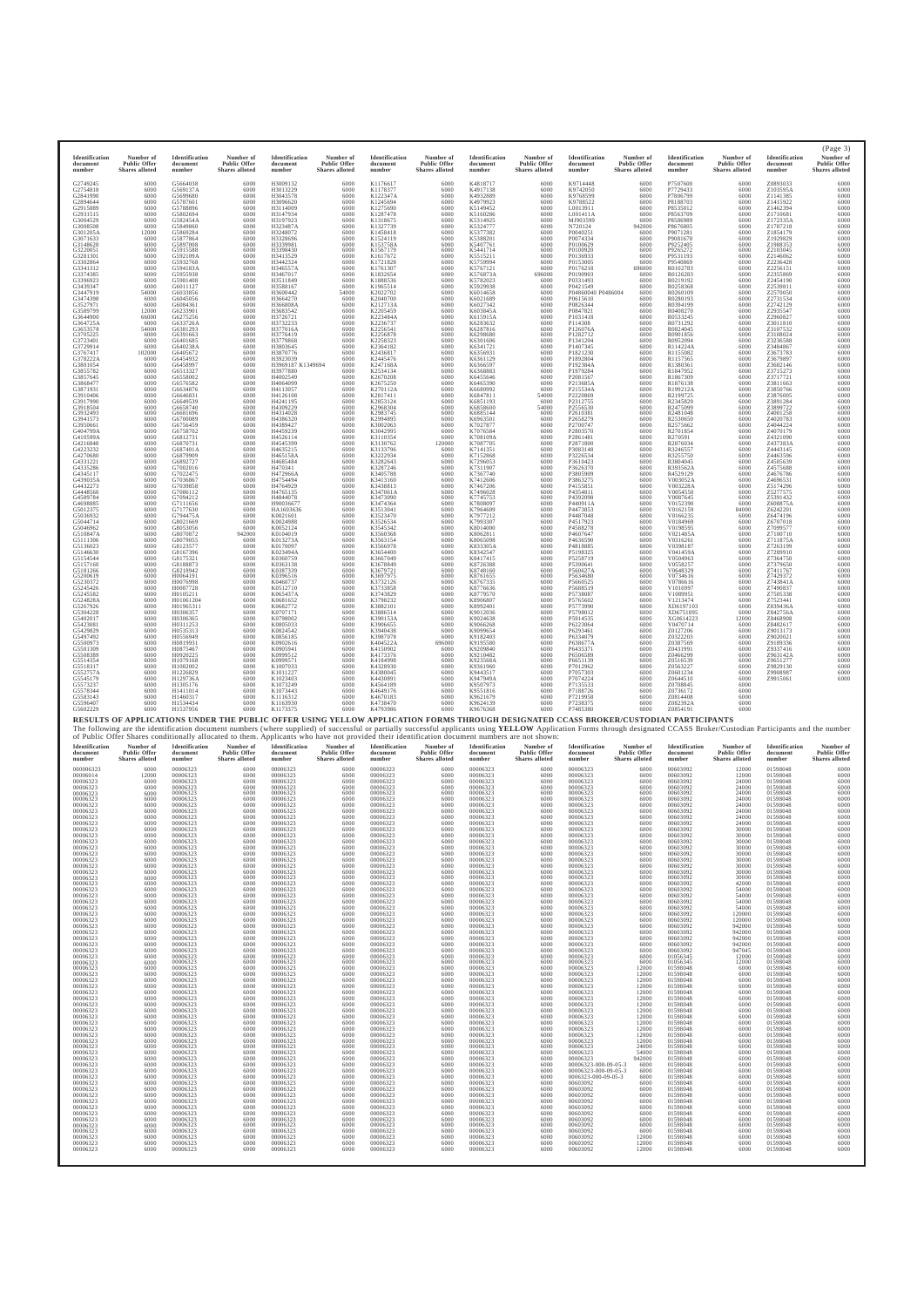| Identification document number | Number of Public Offer Shares alloted | Identification document number | Number of Public Offer Shares alloted | Identification document number | Number of Public Offer Shares alloted | Identification document number | Number of Public Offer Shares alloted | Identification document number | Number of Public Offer Shares alloted | Identification document number | Number of Public Offer Shares alloted | Identification document number | Number of Public Offer Shares alloted | Identification document number | Number of Public Offer Shares alloted |
|---|---|---|---|---|---|---|---|---|---|---|---|---|---|---|---|
| G2749245 | 6000 | G5664038 | 6000 | H3009132 | 6000 | K1176617 | 6000 | K4818717 | 6000 | K9714448 | 6000 | P7507600 | 6000 | Z0893033 | 6000 |
| G2754818 | 6000 | G569137A | 6000 | H3013229 | 6000 | K1178377 | 6000 | K4917138 | 6000 | K9742050 | 6000 | P7729433 | 6000 | Z103595A | 6000 |
| G2841990 | 6000 | G5699680 | 6000 | H3043578 | 6000 | K122347A | 6000 | K4932889 | 6000 | K9768599 | 6000 | P7806799 | 6000 | Z1141385 | 6000 |
| G2894644 | 6000 | G5787601 | 6000 | H3096620 | 6000 | K1245694 | 6000 | K4979923 | 6000 | K9788522 | 6000 | P8188703 | 6000 | Z1415922 | 6000 |
| G2915889 | 6000 | G5788896 | 6000 | H3114009 | 6000 | K1275690 | 6000 | K5149452 | 6000 | L0013911 | 6000 | P8535012 | 6000 | Z1462394 | 6000 |
| G2931515 | 6000 | G5802694 | 6000 | H3147934 | 6000 | K1287478 | 6000 | K5160286 | 6000 | L001411A | 6000 | P8563709 | 6000 | Z1710681 | 6000 |
| G3004529 | 6000 | G582454A | 6000 | H3197923 | 6000 | K1318675 | 6000 | K5314925 | 6000 | MJ903599 | 6000 | P8586909 | 6000 | Z172335A | 6000 |
| G3008508 | 6000 | G5849860 | 6000 | H323487A | 6000 | K1327739 | 6000 | K5324777 | 6000 | N720124 | 942000 | P8676805 | 6000 | Z1787218 | 6000 |
| G301205A | 12000 | G5869284 | 6000 | H3248072 | 6000 | K1458418 | 6000 | K5377382 | 6000 | P0040251 | 6000 | P9071281 | 6000 | Z1854179 | 6000 |
| G3071633 | 6000 | G5877864 | 6000 | H3328696 | 6000 | K1524119 | 6000 | K5388201 | 6000 | P0074334 | 6000 | P9081678 | 6000 | Z1929829 | 6000 |
| G3148628 | 6000 | G5897008 | 6000 | H3338981 | 6000 | K153758A | 6000 | K5407761 | 6000 | P0100629 | 6000 | P9252405 | 6000 | Z1988353 | 6000 |
| G3220051 | 6000 | G5915588 | 6000 | H3398430 | 6000 | K1567179 | 6000 | K5441714 | 6000 | P0100930 | 6000 | P9265272 | 6000 | Z2103045 | 6000 |
| G3281301 | 6000 | G592109A | 6000 | H341352A | 6000 | K1617672 | 6000 | K5515211 | 6000 | P0136933 | 6000 | P9531193 | 6000 | Z2146062 | 6000 |
| G3302864 | 6000 | G5932768 | 6000 | H3442324 | 6000 | K1721828 | 6000 | K5759994 | 6000 | P0153005 | 6000 | P9540869 | 6000 | Z2236428 | 6000 |
| G3341312 | 6000 | G594183A | 6000 | H346557A | 6000 | K1761307 | 6000 | K5767121 | 6000 | P0176218 | 696000 | R0102783 | 6000 | Z2256151 | 6000 |
| G3374385 | 6000 | G5955938 | 6000 | H3467017 | 6000 | K1832654 | 6000 | K576873A | 696000 | P0190903 | 6000 | R0126283 | 6000 | Z2355869 | 6000 |
| G3396923 | 6000 | G5981408 | 6000 | H3511849 | 6000 | K1888536 | 6000 | K5782023 | 6000 | P0331493 | 6000 | R0219192 | 6000 | Z2454190 | 6000 |
| G3439347 | 6000 | G6011127 | 6000 | H3588167 | 6000 | K1965514 | 6000 | K5929938 | 6000 | P0421549 | 6000 | R0258368 | 6000 | Z2539811 | 6000 |
| G3447919 | 54000 | G6033856 | 6000 | H3600442 | 54000 | K2022702 | 6000 | K6014658 | 6000 | P0486040 P0486004 | 6000 | R0260109 | 6000 | Z2570050 | 6000 |
| G3474398 | 6000 | G6045056 | 6000 | H3664270 | 6000 | K2040700 | 6000 | K6021689 | 6000 | P0615610 | 6000 | R0280193 | 6000 | Z2731534 | 6000 |
| G3527971 | 6000 | G6084361 | 6000 | H3668008 | 6000 | K212713A | 6000 | K6027342 | 6000 | P0826344 | 6000 | R0394199 | 6000 | Z2742129 | 6000 |
| G3589799 | 12000 | G6233901 | 6000 | H3683542 | 6000 | K2205459 | 6000 | K603845A | 6000 | P0847821 | 6000 | R0408270 | 6000 | Z2935547 | 6000 |
| G3644900 | 66000 | G6275256 | 6000 | H3726721 | 6000 | K2234841 | 6000 | K615915A | 6000 | P1033418 | 6000 | R0533245 | 6000 | Z2960827 | 6000 |
| G364725A | 6000 | G633726A | 6000 | H3732233 | 6000 | K2236737 | 6000 | K6283632 | 6000 | P114308 | 6000 | R0731292 | 6000 | Z3011810 | 6000 |
| G3653578 | 54000 | G6381293 | 6000 | H377016A | 6000 | K2256541 | 6000 | K6287816 | 6000 | P126076A | 6000 | R0824045 | 6000 | Z3107532 | 6000 |
| G3705225 | 6000 | G6391663 | 6000 | H3776419 | 6000 | K2256878 | 6000 | K6298680 | 6000 | P1282712 | 6000 | R0901856 | 6000 | Z3108024 | 6000 |
| G3723401 | 6000 | G6401685 | 6000 | H3779868 | 6000 | K2258323 | 6000 | K6301606 | 6000 | P1341204 | 6000 | R0952094 | 6000 | Z3236588 | 6000 |
| G3729914 | 6000 | G640238A | 6000 | H3803645 | 6000 | K2364182 | 6000 | K6341721 | 6000 | P1407345 | 6000 | R114224A | 6000 | Z3484867 | 6000 |
| G3767417 | 102000 | G6405672 | 6000 | H3870776 | 6000 | K2436817 | 6000 | K6356931 | 6000 | P1821230 | 6000 | R1155082 | 6000 | Z3673783 | 6000 |
| G378222A | 6000 | G6454932 | 6000 | H3923039 | 6000 | K2445476 | 6000 | K6361129 | 6000 | P1892804 | 6000 | R1157565 | 6000 | Z3679897 | 6000 |
| G3801054 | 6000 | G6458997 | 6000 | H3969187 K1349694 | 6000 | K247168A | 6000 | K6366597 | 6000 | P192384A | 6000 | R1380361 | 6000 | Z3682146 | 6000 |
| G3855782 | 6000 | G6513327 | 6000 | H3977880 | 6000 | K2534134 | 6000 | K6368883 | 6000 | P1979284 | 6000 | R1847952 | 6000 | Z3715273 | 6000 |
| G3857645 | 6000 | G6558002 | 6000 | H4002549 | 6000 | K2670208 | 6000 | K6455646 | 6000 | P2081567 | 6000 | R1867309 | 6000 | Z3717721 | 6000 |
| G3868477 | 6000 | G6576582 | 6000 | H4064099 | 6000 | K2675250 | 6000 | K6465390 | 6000 | P213685A | 6000 | R1876138 | 6000 | Z3811663 | 6000 |
| G3871931 | 6000 | G6634876 | 6000 | H4113057 | 6000 | K270112A | 6000 | K6680992 | 6000 | P215534A | 6000 | R199212A | 6000 | Z3850766 | 6000 |
| G3910406 | 6000 | G6646831 | 6000 | H4126108 | 6000 | K2817411 | 6000 | K6847811 | 54000 | P2220869 | 6000 | R2199725 | 6000 | Z3876005 | 6000 |
| G3917990 | 6000 | G6649539 | 6000 | H4241195 | 6000 | K2853124 | 6000 | K6851193 | 6000 | P2312755 | 6000 | R2345829 | 6000 | Z3891284 | 6000 |
| G3918504 | 6000 | G6658740 | 6000 | H4309229 | 6000 | K2968304 | 6000 | K6858600 | 54000 | P2556530 | 6000 | R2475099 | 6000 | Z3899722 | 6000 |
| G3932493 | 6000 | G6681696 | 6000 | H4314028 | 6000 | K2983745 | 6000 | K6885144 | 6000 | P2610381 | 6000 | R2481048 | 6000 | Z4001258 | 6000 |
| G3941573 | 6000 | G6700089 | 6000 | H4386320 | 6000 | K2994895 | 6000 | K6963501 | 6000 | P2658279 | 6000 | R2530650 | 6000 | Z4020783 | 6000 |
| G3950661 | 6000 | G6756459 | 6000 | H4389427 | 6000 | K3002063 | 6000 | K7027877 | 6000 | P2770747 | 6000 | R2575662 | 6000 | Z4044224 | 6000 |
| G404799A | 6000 | G6758702 | 6000 | H4459239 | 6000 | K3042995 | 6000 | K7076584 | 6000 | P2803570 | 6000 | R2701854 | 6000 | Z4070179 | 6000 |
| G410599A | 6000 | G6812731 | 6000 | H4526114 | 6000 | K3110354 | 6000 | K708109A | 6000 | P2861481 | 6000 | R270591 | 6000 | Z4321090 | 6000 |
| G4216848 | 6000 | G6870731 | 6000 | H4545399 | 6000 | K3130762 | 120000 | K7087705 | 6000 | P2871800 | 6000 | R2876034 | 6000 | Z437383A | 6000 |
| G4223232 | 6000 | G687401A | 6000 | H4635215 | 6000 | K3133796 | 6000 | K7141351 | 6000 | P3083148 | 6000 | R3246557 | 6000 | Z4443145 | 6000 |
| G4270680 | 6000 | G6879909 | 6000 | H465158A | 6000 | K3222934 | 6000 | K7152868 | 6000 | P3226534 | 6000 | R3255750 | 6000 | Z4463596 | 6000 |
| G4331221 | 6000 | G6892727 | 6000 | H4685484 | 6000 | K3282643 | 6000 | K7296053 | 6000 | P3610423 | 6000 | R3804045 | 6000 | Z4505639 | 6000 |
| G4335286 | 6000 | G7002016 | 6000 | H470341 | 6000 | K3287246 | 6000 | K7311907 | 6000 | P3626370 | 6000 | R393562A | 6000 | Z4575688 | 6000 |
| G4345117 | 6000 | G7022475 | 6000 | H472966A | 6000 | K3405788 | 6000 | K7367740 | 6000 | P3805909 | 6000 | R4529129 | 6000 | Z4676786 | 6000 |
| G439035A | 6000 | G7036867 | 6000 | H4754494 | 6000 | K3413160 | 6000 | K7412606 | 6000 | P3863275 | 6000 | V003052A | 6000 | Z4696531 | 6000 |
| G4432273 | 6000 | G7039858 | 6000 | H4764929 | 6000 | K3438815 | 6000 | K7467206 | 6000 | P4155851 | 6000 | V003228A | 6000 | Z5174296 | 6000 |
| G4448560 | 6000 | G7086112 | 6000 | H4765135 | 6000 | K347061A | 6000 | K7496028 | 6000 | P4354811 | 6000 | V0054550 | 6000 | Z5277575 | 6000 |
| G4589784 | 6000 | G7094212 | 6000 | H4844078 | 6000 | K3473090 | 6000 | K7745753 | 6000 | P4392098 | 6000 | V0087645 | 6000 | Z5391432 | 6000 |
| G4698885 | 6000 | G7111656 | 6000 | H90036677 | 6000 | K3474364 | 6000 | K7808097 | 6000 | P440913A | 6000 | V0152390 | 6000 | Z608875A | 6000 |
| G5012375 | 6000 | G7177630 | 6000 | HA1603636 | 6000 | K3513041 | 6000 | K7964609 | 6000 | P4473853 | 6000 | V0162159 | 84000 | Z6242201 | 6000 |
| G5036932 | 6000 | G794475A | 6000 | K0021601 | 6000 | K3523470 | 6000 | K7977212 | 6000 | P4487048 | 6000 | V0166235 | 6000 | Z6474196 | 6000 |
| G5044714 | 6000 | G8021669 | 6000 | K0024988 | 6000 | K3526534 | 6000 | K7993307 | 6000 | P4517923 | 6000 | V0184969 | 6000 | Z6707018 | 6000 |
| G5046962 | 6000 | G8053056 | 6000 | K0052124 | 6000 | K3545342 | 6000 | K8014000 | 6000 | P4588278 | 6000 | V0198595 | 6000 | Z7099577 | 6000 |
| G510847A | 6000 | G8070872 | 942000 | K0104019 | 6000 | K3560368 | 6000 | K8062811 | 6000 | P4607647 | 6000 | V021485A | 6000 | Z7100710 | 6000 |
| G5111306 | 6000 | G8079055 | 6000 | K013273A | 6000 | K3563154 | 6000 | K8065098 | 6000 | P4636590 | 6000 | V0316261 | 6000 | Z711875A | 6000 |
| G5136023 | 6000 | G8123577 | 6000 | K0170097 | 6000 | K3566978 | 6000 | K833305A | 6000 | P4818885 | 6000 | V0398187 | 6000 | Z7263199 | 6000 |
| G5146630 | 6000 | G8167396 | 6000 | K023494A | 6000 | K3654400 | 6000 | K8342547 | 6000 | P5198325 | 6000 | V041459A | 6000 | Z7289910 | 6000 |
| G5154544 | 6000 | G8175321 | 6000 | K0360759 | 6000 | K3667049 | 6000 | K8417415 | 6000 | P5258719 | 6000 | V0504963 | 6000 | Z7364750 | 6000 |
| G5157160 | 6000 | G8188873 | 6000 | K0363138 | 6000 | K3678849 | 6000 | K8726388 | 6000 | P5390641 | 6000 | V0558257 | 6000 | Z7379650 | 6000 |
| G5181266 | 6000 | G8218942 | 6000 | K0387339 | 6000 | K3679721 | 6000 | K8748160 | 6000 | P560627A | 6000 | V0648329 | 6000 | Z7411767 | 6000 |
| G5200619 | 6000 | H0064191 | 6000 | K0396516 | 6000 | K3697975 | 6000 | K8761655 | 6000 | P5634680 | 6000 | V0734616 | 6000 | Z7429372 | 6000 |
| G5230372 | 6000 | H0076998 | 6000 | K0460737 | 6000 | K3732126 | 6000 | K8767335 | 6000 | P5660525 | 6000 | V0786616 | 6000 | Z743841A | 6000 |
| G5245426 | 6000 | H0087728 | 6000 | K0532710 | 6000 | K3733858 | 6000 | K8776636 | 6000 | P5688519 | 6000 | V1016997 | 6000 | Z7490837 | 6000 |
| G5245582 | 6000 | H0105211 | 6000 | K065457A | 6000 | K3743829 | 6000 | K8779570 | 6000 | P5738087 | 6000 | V1089951 | 6000 | Z7505338 | 6000 |
| G524828A | 6000 | H01061204 | 6000 | K0681652 | 6000 | K3798232 | 6000 | K8906807 | 6000 | P5765602 | 6000 | V1213474 | 6000 | Z7523441 | 6000 |
| G5267926 | 6000 | H01965311 | 6000 | K0682772 | 6000 | K3882101 | 6000 | K8992401 | 6000 | P5773990 | 6000 | XD6197103 | 6000 | Z839436A | 6000 |
| G5304228 | 6000 | H0306357 | 6000 | K0707171 | 6000 | K3886514 | 6000 | K9012036 | 6000 | P5798012 | 6000 | XD6751895 | 6000 | Z842756A | 6000 |
| G5402017 | 6000 | H0306365 | 6000 | K0798002 | 6000 | K3901530 | 6000 | K9024638 | 6000 | P5914535 | 6000 | XG0614223 | 12000 | Z8468908 | 6000 |
| G5423081 | 6000 | H0311253 | 6000 | K0805033 | 6000 | K3906655 | 6000 | K9066268 | 6000 | P6223064 | 6000 | Y0470714 | 6000 | Z8482617 | 6000 |
| G5429829 | 6000 | H0535313 | 6000 | K0824542 | 6000 | K3940438 | 6000 | K9099654 | 6000 | P6293461 | 6000 | Z0127206 | 6000 | Z9013173 | 6000 |
| G5497492 | 6000 | H0556949 | 6000 | K0856185 | 6000 | K3987078 | 6000 | K9182403 | 6000 | P6334079 | 6000 | Z0322203 | 6000 | Z9020021 | 6000 |
| G5500973 | 6000 | H0819931 | 6000 | K0902616 | 6000 | K404522A | 696000 | K9195580 | 6000 | P638677A | 6000 | Z0387569 | 6000 | Z9189336 | 6000 |
| G5501309 | 6000 | H0875467 | 6000 | K0905941 | 6000 | K4150902 | 6000 | K9209840 | 6000 | P6435371 | 6000 | Z0431991 | 6000 | Z9337416 | 6000 |
| G5508389 | 6000 | H0920225 | 6000 | K0999512 | 6000 | K4173376 | 6000 | K9210482 | 6000 | P6506589 | 6000 | Z0466299 | 6000 | Z963142A | 6000 |
| G5514354 | 6000 | H1079168 | 6000 | K0999571 | 6000 | K4184998 | 6000 | K923568A | 6000 | P6651139 | 6000 | Z0516539 | 6000 | Z9651277 | 6000 |
| G5518317 | 6000 | H1082002 | 6000 | K1007033 | 6000 | K4328930 | 6000 | K9361960 | 6000 | P7012962 | 6000 | Z0563227 | 6000 | Z9829130 | 6000 |
| G552757A | 6000 | H1226829 | 6000 | K1011227 | 6000 | K4380045 | 6000 | K9443517 | 6000 | P7057303 | 6000 | Z0601234 | 6000 | Z9908987 | 6000 |
| G5545179 | 6000 | H129736A | 6000 | K1023403 | 6000 | K4430891 | 6000 | K947949A | 6000 | P7074224 | 6000 | Z0644510 | 6000 | Z9915061 | 6000 |
| G5573237 | 6000 | H1305176 | 6000 | K1073249 | 6000 | K4564189 | 6000 | K9507973 | 6000 | P7135533 | 6000 | Z0708845 | 6000 | | |
| G5578344 | 6000 | H1411014 | 6000 | K1073443 | 6000 | K4649176 | 6000 | K9551816 | 6000 | P7188726 | 6000 | Z0736172 | 6000 | | |
| G5583143 | 6000 | H1460317 | 6000 | K1116312 | 6000 | K4670183 | 6000 | K9621679 | 6000 | P7219958 | 6000 | Z0814408 | 6000 | | |
| G5596407 | 6000 | H1534434 | 6000 | K1163930 | 6000 | K4738470 | 6000 | K9624139 | 6000 | P7238375 | 6000 | Z082392A | 6000 | | |
| G5602229 | 6000 | H1537956 | 6000 | K1173375 | 6000 | K4793986 | 6000 | K9676368 | 6000 | P7485380 | 6000 | Z0854191 | 6000 | | |

## RESULTS OF APPLICATIONS UNDER THE PUBLIC OFFER USING YELLOW APPLICATION FORMS THROUGH DESIGNATED CCASS BROKER/CUSTODIAN PARTICIPANTS

The following are the identification document numbers (where supplied) of successful or partially successful applicants using **YELLOW** Application Forms through designated CCASS Broker/Custodian Participants and the number of Public Offer Shares conditionally allocated to them. Applicants who have not provided their identification document numbers are not shown:

| Identification document number | Number of Public Offer Shares alloted | Identification document number | Number of Public Offer Shares alloted | Identification document number | Number of Public Offer Shares alloted | Identification document number | Number of Public Offer Shares alloted | Identification document number | Number of Public Offer Shares alloted | Identification document number | Number of Public Offer Shares alloted | Identification document number | Number of Public Offer Shares alloted | Identification document number | Number of Public Offer Shares alloted |
|---|---|---|---|---|---|---|---|---|---|---|---|---|---|---|---|
| 000006123 | 6000 | 00006323 | 6000 | 00006323 | 6000 | 00006323 | 6000 | 00006323 | 6000 | 00006323 | 6000 | 00603092 | 12000 | 01598048 | 6000 |
| 000096014 | 12000 | 00006323 | 6000 | 00006323 | 6000 | 00006323 | 6000 | 00006323 | 6000 | 00006323 | 6000 | 00603092 | 12000 | 01598048 | 6000 |
| 00006323 | 6000 | 00006323 | 6000 | 00006323 | 6000 | 00006323 | 6000 | 00006323 | 6000 | 00006323 | 6000 | 00603092 | 24000 | 01598048 | 6000 |
| 00006323 | 6000 | 00006323 | 6000 | 00006323 | 6000 | 00006323 | 6000 | 00006323 | 6000 | 00006323 | 6000 | 00603092 | 24000 | 01598048 | 6000 |
| 00006323 | 6000 | 00006323 | 6000 | 00006323 | 6000 | 00006323 | 6000 | 00006323 | 6000 | 00006323 | 6000 | 00603092 | 24000 | 01598048 | 6000 |
| 00006323 | 6000 | 00006323 | 6000 | 00006323 | 6000 | 00006323 | 6000 | 00006323 | 6000 | 00006323 | 6000 | 00603092 | 24000 | 01598048 | 6000 |
| 00006323 | 6000 | 00006323 | 6000 | 00006323 | 6000 | 00006323 | 6000 | 00006323 | 6000 | 00006323 | 6000 | 00603092 | 24000 | 01598048 | 6000 |
| 00006323 | 6000 | 00006323 | 6000 | 00006323 | 6000 | 00006323 | 6000 | 00006323 | 6000 | 00006323 | 6000 | 00603092 | 24000 | 01598048 | 6000 |
| 00006323 | 6000 | 00006323 | 6000 | 00006323 | 6000 | 00006323 | 6000 | 00006323 | 6000 | 00006323 | 6000 | 00603092 | 24000 | 01598048 | 6000 |
| 00006323 | 6000 | 00006323 | 6000 | 00006323 | 6000 | 00006323 | 6000 | 00006323 | 6000 | 00006323 | 6000 | 00603092 | 24000 | 01598048 | 6000 |
| 00006323 | 6000 | 00006323 | 6000 | 00006323 | 6000 | 00006323 | 6000 | 00006323 | 6000 | 00006323 | 6000 | 00603092 | 24000 | 01598048 | 6000 |
| 00006323 | 6000 | 00006323 | 6000 | 00006323 | 6000 | 00006323 | 6000 | 00006323 | 6000 | 00006323 | 6000 | 00603092 | 24000 | 01598048 | 6000 |
| 00006323 | 6000 | 00006323 | 6000 | 00006323 | 6000 | 00006323 | 6000 | 00006323 | 6000 | 00006323 | 6000 | 00603092 | 30000 | 01598048 | 6000 |
| 00006323 | 6000 | 00006323 | 6000 | 00006323 | 6000 | 00006323 | 6000 | 00006323 | 6000 | 00006323 | 6000 | 00603092 | 30000 | 01598048 | 6000 |
| 00006323 | 6000 | 00006323 | 6000 | 00006323 | 6000 | 00006323 | 6000 | 00006323 | 6000 | 00006323 | 6000 | 00603092 | 30000 | 01598048 | 6000 |
| 00006323 | 6000 | 00006323 | 6000 | 00006323 | 6000 | 00006323 | 6000 | 00006323 | 6000 | 00006323 | 6000 | 00603092 | 30000 | 01598048 | 6000 |
| 00006323 | 6000 | 00006323 | 6000 | 00006323 | 6000 | 00006323 | 6000 | 00006323 | 6000 | 00006323 | 6000 | 00603092 | 30000 | 01598048 | 6000 |
| 00006323 | 6000 | 00006323 | 6000 | 00006323 | 6000 | 00006323 | 6000 | 00006323 | 6000 | 00006323 | 6000 | 00603092 | 30000 | 01598048 | 6000 |
| 00006323 | 6000 | 00006323 | 6000 | 00006323 | 6000 | 00006323 | 6000 | 00006323 | 6000 | 00006323 | 6000 | 00603092 | 30000 | 01598048 | 6000 |
| 00006323 | 6000 | 00006323 | 6000 | 00006323 | 6000 | 00006323 | 6000 | 00006323 | 6000 | 00006323 | 6000 | 00603092 | 30000 | 01598048 | 6000 |
| 00006323 | 6000 | 00006323 | 6000 | 00006323 | 6000 | 00006323 | 6000 | 00006323 | 6000 | 00006323 | 6000 | 00603092 | 30000 | 01598048 | 6000 |
| 00006323 | 6000 | 00006323 | 6000 | 00006323 | 6000 | 00006323 | 6000 | 00006323 | 6000 | 00006323 | 6000 | 00603092 | 30000 | 01598048 | 6000 |
| 00006323 | 6000 | 00006323 | 6000 | 00006323 | 6000 | 00006323 | 6000 | 00006323 | 6000 | 00006323 | 6000 | 00603092 | 42000 | 01598048 | 6000 |
| 00006323 | 6000 | 00006323 | 6000 | 00006323 | 6000 | 00006323 | 6000 | 00006323 | 6000 | 00006323 | 6000 | 00603092 | 54000 | 01598048 | 6000 |
| 00006323 | 6000 | 00006323 | 6000 | 00006323 | 6000 | 00006323 | 6000 | 00006323 | 6000 | 00006323 | 6000 | 00603092 | 54000 | 01598048 | 6000 |
| 00006323 | 6000 | 00006323 | 6000 | 00006323 | 6000 | 00006323 | 6000 | 00006323 | 6000 | 00006323 | 6000 | 00603092 | 54000 | 01598048 | 6000 |
| 00006323 | 6000 | 00006323 | 6000 | 00006323 | 6000 | 00006323 | 6000 | 00006323 | 6000 | 00006323 | 6000 | 00603092 | 54000 | 01598048 | 6000 |
| 00006323 | 6000 | 00006323 | 6000 | 00006323 | 6000 | 00006323 | 6000 | 00006323 | 6000 | 00006323 | 6000 | 00603092 | 120000 | 01598048 | 6000 |
| 00006323 | 6000 | 00006323 | 6000 | 00006323 | 6000 | 00006323 | 6000 | 00006323 | 6000 | 00006323 | 6000 | 00603092 | 120000 | 01598048 | 6000 |
| 00006323 | 6000 | 00006323 | 6000 | 00006323 | 6000 | 00006323 | 6000 | 00006323 | 6000 | 00006323 | 6000 | 00603092 | 942000 | 01598048 | 6000 |
| 00006323 | 6000 | 00006323 | 6000 | 00006323 | 6000 | 00006323 | 6000 | 00006323 | 6000 | 00006323 | 6000 | 00603092 | 942000 | 01598048 | 6000 |
| 00006323 | 6000 | 00006323 | 6000 | 00006323 | 6000 | 00006323 | 6000 | 00006323 | 6000 | 00006323 | 6000 | 00603092 | 942000 | 01598048 | 6000 |
| 00006323 | 6000 | 00006323 | 6000 | 00006323 | 6000 | 00006323 | 6000 | 00006323 | 6000 | 00006323 | 6000 | 00603092 | 942000 | 01598048 | 6000 |
| 00006323 | 6000 | 00006323 | 6000 | 00006323 | 6000 | 00006323 | 6000 | 00006323 | 6000 | 00006323 | 6000 | 00603092 | 947045 | 01598048 | 6000 |
| 00006323 | 6000 | 00006323 | 6000 | 00006323 | 6000 | 00006323 | 6000 | 00006323 | 6000 | 00006323 | 6000 | 01056345 | 12000 | 01598048 | 6000 |
| 00006323 | 6000 | 00006323 | 6000 | 00006323 | 6000 | 00006323 | 6000 | 00006323 | 6000 | 00006323 | 6000 | 01056345 | 12000 | 01598048 | 6000 |
| 00006323 | 6000 | 00006323 | 6000 | 00006323 | 6000 | 00006323 | 6000 | 00006323 | 6000 | 00006323 | 6000 | 01598048 | 6000 | 01598048 | 6000 |
| 00006323 | 6000 | 00006323 | 6000 | 00006323 | 6000 | 00006323 | 6000 | 00006323 | 6000 | 00006323 | 12000 | 01598048 | 6000 | 01598048 | 6000 |
| 00006323 | 6000 | 00006323 | 6000 | 00006323 | 6000 | 00006323 | 6000 | 00006323 | 6000 | 00006323 | 12000 | 01598048 | 6000 | 01598048 | 6000 |
| 00006323 | 6000 | 00006323 | 6000 | 00006323 | 6000 | 00006323 | 6000 | 00006323 | 6000 | 00006323 | 12000 | 01598048 | 6000 | 01598048 | 6000 |
| 00006323 | 6000 | 00006323 | 6000 | 00006323 | 6000 | 00006323 | 6000 | 00006323 | 6000 | 00006323 | 12000 | 01598048 | 6000 | 01598048 | 6000 |
| 00006323 | 6000 | 00006323 | 6000 | 00006323 | 6000 | 00006323 | 6000 | 00006323 | 6000 | 00006323 | 12000 | 01598048 | 6000 | 01598048 | 6000 |
| 00006323 | 6000 | 00006323 | 6000 | 00006323 | 6000 | 00006323 | 6000 | 00006323 | 6000 | 00006323 | 12000 | 01598048 | 6000 | 01598048 | 6000 |
| 00006323 | 6000 | 00006323 | 6000 | 00006323 | 6000 | 00006323 | 6000 | 00006323 | 6000 | 00006323 | 12000 | 01598048 | 6000 | 01598048 | 6000 |
| 00006323 | 6000 | 00006323 | 6000 | 00006323 | 6000 | 00006323 | 6000 | 00006323 | 6000 | 00006323 | 12000 | 01598048 | 6000 | 01598048 | 6000 |
| 00006323 | 6000 | 00006323 | 6000 | 00006323 | 6000 | 00006323 | 6000 | 00006323 | 6000 | 00006323 | 54000 | 01598048 | 6000 | 01598048 | 6000 |
| 00006323 | 6000 | 00006323 | 6000 | 00006323 | 6000 | 00006323 | 6000 | 00006323 | 6000 | 00006323 | 942000 | 01598048 | 6000 | 01598048 | 6000 |
| 00006323 | 6000 | 00006323 | 6000 | 00006323 | 6000 | 00006323 | 6000 | 00006323 | 6000 | 00006323-000-09-05-3 | 6000 | 01598048 | 6000 | 01598048 | 6000 |
| 00006323 | 6000 | 00006323 | 6000 | 00006323 | 6000 | 00006323 | 6000 | 00006323 | 6000 | 00006323-000-09-05-3 | 6000 | 01598048 | 6000 | 01598048 | 6000 |
| 00006323 | 6000 | 00006323 | 6000 | 00006323 | 6000 | 00006323 | 6000 | 00006323 | 6000 | 00603092 | 6000 | 01598048 | 6000 | 01598048 | 6000 |
| 00006323 | 6000 | 00006323 | 6000 | 00006323 | 6000 | 00006323 | 6000 | 00006323 | 6000 | 00603092 | 6000 | 01598048 | 6000 | 01598048 | 6000 |
| 00006323 | 6000 | 00006323 | 6000 | 00006323 | 6000 | 00006323 | 6000 | 00006323 | 6000 | 00603092 | 6000 | 01598048 | 6000 | 01598048 | 6000 |
| 00006323 | 6000 | 00006323 | 6000 | 00006323 | 6000 | 00006323 | 6000 | 00006323 | 6000 | 00603092 | 6000 | 01598048 | 6000 | 01598048 | 6000 |
| 00006323 | 6000 | 00006323 | 6000 | 00006323 | 6000 | 00006323 | 6000 | 00006323 | 6000 | 00603092 | 6000 | 01598048 | 6000 | 01598048 | 6000 |
| 00006323 | 6000 | 00006323 | 6000 | 00006323 | 6000 | 00006323 | 6000 | 00006323 | 6000 | 00603092 | 12000 | 01598048 | 6000 | 01598048 | 6000 |
| 00006323 | 6000 | 00006323 | 6000 | 00006323 | 6000 | 00006323 | 6000 | 00006323 | 6000 | 00603092 | 12000 | 01598048 | 6000 | 01598048 | 6000 |
| 00006323 | 6000 | 00006323 | 6000 | 00006323 | 6000 | 00006323 | 6000 | 00006323 | 6000 | 00603092 | 12000 | 01598048 | 6000 | 01598048 | 6000 |
| 00006323 | 6000 | 00006323 | 6000 | 00006323 | 6000 | 00006323 | 6000 | 00006323 | 6000 | 00603092 | 12000 | 01598048 | 6000 | 01598048 | 6000 |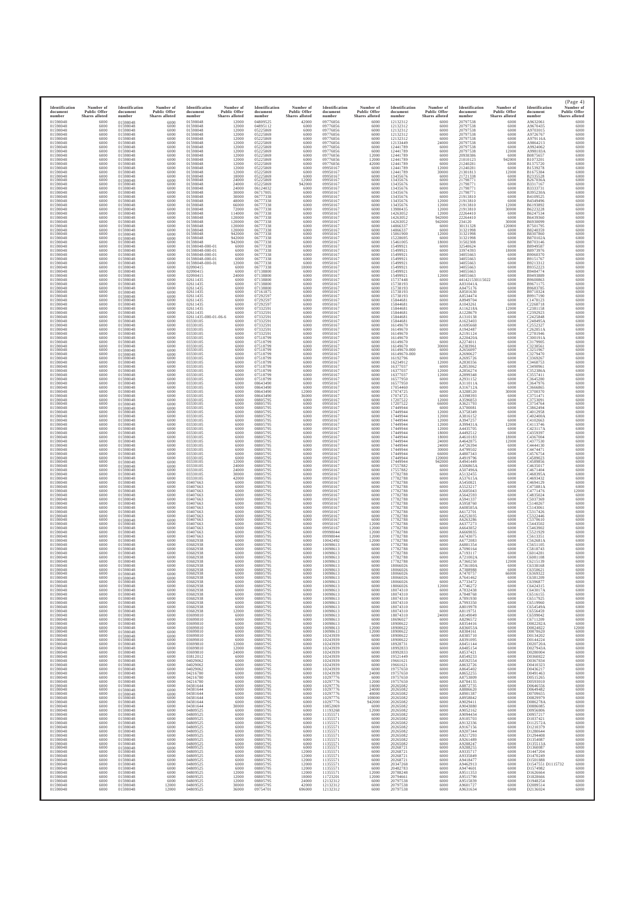| Identification document number | Number of Public Offer Shares alloted | Identification document number | Number of Public Offer Shares alloted | Identification document number | Number of Public Offer Shares alloted | Identification document number | Number of Public Offer Shares alloted | Identification document number | Number of Public Offer Shares alloted | Identification document number | Number of Public Offer Shares alloted | Identification document number | Number of Public Offer Shares alloted | Identification document number | Number of Public Offer Shares alloted |
|---|---|---|---|---|---|---|---|---|---|---|---|---|---|---|---|
| 01598048 | 6000 | 01598048 | 6000 | 01598048 | 12000 | 04809525 | 42000 | 09776856 | 6000 | 12132312 | 6000 | 20797538 | 6000 | A9632061 | 6000 |
| 01598048 | 6000 | 01598048 | 6000 | 01598048 | 12000 | 04895112 | 6000 | 09776856 | 6000 | 12132312 | 6000 | 20797538 | 6000 | A9670435 | 6000 |
| 01598048 | 6000 | 01598048 | 6000 | 01598048 | 12000 | 05225869 | 6000 | 09776856 | 6000 | 12132312 | 6000 | 20797538 | 6000 | A9703015 | 6000 |
| 01598048 | 6000 | 01598048 | 6000 | 01598048 | 12000 | 05225869 | 6000 | 09776856 | 6000 | 12132312 | 6000 | 20797538 | 6000 | A9726767 | 6000 |
| 01598048 | 6000 | 01598048 | 6000 | 01598048 | 12000 | 05225869 | 6000 | 09776856 | 6000 | 12132312 | 6000 | 20797538 | 6000 | A9791164 | 6000 |
| 01598048 | 6000 | 01598048 | 6000 | 01598048 | 12000 | 05225869 | 6000 | 09776856 | 6000 | 12133449 | 24000 | 20797538 | 6000 | A9864213 | 6000 |
| 01598048 | 6000 | 01598048 | 6000 | 01598048 | 12000 | 05225869 | 6000 | 09776856 | 6000 | 12441789 | 6000 | 20797538 | 6000 | A9924062 | 6000 |
| 01598048 | 6000 | 01598048 | 6000 | 01598048 | 12000 | 05225869 | 6000 | 09776856 | 6000 | 12441789 | 6000 | 20797538 | 12000 | A9981834 | 6000 |
| 01598048 | 6000 | 01598048 | 6000 | 01598048 | 12000 | 05225869 | 6000 | 09776856 | 12000 | 12441789 | 6000 | 20938386 | 6000 | B0875657 | 6000 |
| 01598048 | 6000 | 01598048 | 6000 | 01598048 | 12000 | 05225869 | 6000 | 09776856 | 12000 | 12441789 | 6000 | 21010123 | 942000 | B1073201 | 6000 |
| 01598048 | 6000 | 01598048 | 6000 | 01598048 | 12000 | 05225869 | 6000 | 09776856 | 42000 | 12441789 | 6000 | 21240281 | 6000 | B1375720 | 6000 |
| 01598048 | 6000 | 01598048 | 6000 | 01598048 | 12000 | 05225869 | 6000 | 09950167 | 6000 | 12441789 | 12000 | 21240281 | 6000 | B1539278 | 6000 |
| 01598048 | 6000 | 01598048 | 6000 | 01598048 | 18000 | 05225869 | 6000 | 09950167 | 6000 | 12441789 | 30000 | 21301813 | 12000 | B1675384 | 6000 |
| 01598048 | 6000 | 01598048 | 6000 | 01598048 | 24000 | 05225869 | 6000 | 09950167 | 6000 | 13435676 | 6000 | 21721338 | 6000 | B2635528 | 6000 |
| 01598048 | 6000 | 01598048 | 6000 | 01598048 | 24000 | 05225869 | 12000 | 09950167 | 6000 | 13435676 | 12000 | 21798771 | 6000 | B2670363 | 6000 |
| 01598048 | 6000 | 01598048 | 6000 | 01598048 | 24000 | 05225869 | 942000 | 09950167 | 6000 | 13435676 | 6000 | 21798771 | 6000 | B3317167 | 6000 |
| 01598048 | 6000 | 01598048 | 6000 | 01598048 | 30000 | 06124032 | 6000 | 09950167 | 6000 | 13435676 | 6000 | 21798771 | 6000 | B3333731 | 6000 |
| 01598048 | 6000 | 01598048 | 6000 | 01598048 | 30000 | 06717005 | 6000 | 09950167 | 6000 | 13435676 | 6000 | 21798771 | 6000 | B3952304 | 6000 |
| 01598048 | 6000 | 01598048 | 6000 | 01598048 | 48000 | 06777338 | 6000 | 09950167 | 6000 | 13435676 | 6000 | 21913810 | 6000 | B4109525 | 6000 |
| 01598048 | 6000 | 01598048 | 6000 | 01598048 | 66000 | 06777338 | 6000 | 09950167 | 6000 | 13435676 | 12000 | 21913810 | 6000 | B4349496 | 6000 |
| 01598048 | 6000 | 01598048 | 6000 | 01598048 | 72000 | 06777338 | 6000 | 09950167 | 6000 | 13435676 | 12000 | 21913810 | 12000 | B6193892 | 6000 |
| 01598048 | 6000 | 01598048 | 6000 | 01598048 | 114000 | 06777338 | 6000 | 09950167 | 6000 | 13980435 | 12000 | 21913810 | 30000 | B6223228 | 6000 |
| 01598048 | 6000 | 01598048 | 6000 | 01598048 | 120000 | 06777338 | 6000 | 09950167 | 6000 | 14263052 | 12000 | 22264410 | 6000 | B6247534 | 6000 |
| 01598048 | 6000 | 01598048 | 6000 | 01598048 | 120000 | 06777338 | 6000 | 09950167 | 6000 | 14263052 | 942000 | 22264410 | 6000 | B6439360 | 6000 |
| 01598048 | 6000 | 01598048 | 6000 | 01598048 | 120000 | 06777338 | 6000 | 09950167 | 6000 | 14263052 | 942000 | 234120 | 30000 | B6930099 | 6000 |
| 01598048 | 6000 | 01598048 | 6000 | 01598048 | 120000 | 06777338 | 6000 | 09950167 | 6000 | 14866337 | 6000 | 30131328 | 120000 | B7501795 | 6000 |
| 01598048 | 6000 | 01598048 | 6000 | 01598048 | 942000 | 06777338 | 6000 | 09950167 | 6000 | 14866337 | 6000 | 31321998 | 6000 | B8240359 | 6000 |
| 01598048 | 6000 | 01598048 | 6000 | 01598048 | 942000 | 06777338 | 6000 | 09950167 | 6000 | 15061900 | 12000 | 31321998 | 6000 | B8307860 | 6000 |
| 01598048 | 6000 | 01598048 | 6000 | 01598048 | 942000 | 06777338 | 6000 | 09950167 | 6000 | 15228695 | 6000 | 31321998 | 6000 | B8701024 | 6000 |
| 01598048 | 6000 | 01598048 | 6000 | 01598048-000-01 | 6000 | 06777338 | 6000 | 09950167 | 6000 | 15461065 | 18000 | 31502308 | 6000 | B8703146 | 6000 |
| 01598048 | 6000 | 01598048 | 6000 | 01598048-000-01 | 6000 | 06777338 | 6000 | 09950167 | 6000 | 15499921 | 6000 | 32548624 | 6000 | B8949587 | 6000 |
| 01598048 | 6000 | 01598048 | 6000 | 01598048-000-01 | 6000 | 06777338 | 6000 | 09950167 | 6000 | 15499921 | 6000 | 33974393 | 18000 | B8973976 | 6000 |
| 01598048 | 6000 | 01598048 | 6000 | 01598048-000-01 | 6000 | 06777338 | 6000 | 09950167 | 6000 | 15499921 | 6000 | 34055663 | 6000 | B9060370 | 6000 |
| 01598048 | 6000 | 01598048 | 6000 | 01598048-000-01 | 12000 | 06777338 | 6000 | 09950167 | 6000 | 15499921 | 6000 | 34055663 | 6000 | B9151767 | 6000 |
| 01598048 | 6000 | 01598048 | 6000 | 02090415 | 6000 | 06777338 | 18000 | 09950167 | 6000 | 15499921 | 6000 | 34055663 | 6000 | B9213312 | 6000 |
| 01598048 | 6000 | 01598048 | 6000 | 02090415 | 6000 | 07138800 | 6000 | 09950167 | 6000 | 15499921 | 6000 | 34055663 | 6000 | B9352223 | 6000 |
| 01598048 | 6000 | 01598048 | 6000 | 02090415 | 240000 | 07138800 | 6000 | 09950167 | 6000 | 15499921 | 6000 | 34055663 | 6000 | B9484774 | 6000 |
| 01598048 | 6000 | 01598048 | 6000 | 02611435 | 6000 | 07138800 | 6000 | 09950167 | 6000 | 15499921 | 12000 | 34055663 | 6000 | B9493809 | 6000 |
| 01598048 | 6000 | 01598048 | 6000 | 02611435 | 6000 | 07138800 | 6000 | 09950167 | 6000 | 15737448 | 6000 | 441421530115022 | 6000 | B9600863 | 6000 |
| 01598048 | 6000 | 01598048 | 6000 | 02611435 | 6000 | 07138800 | 6000 | 09950167 | 6000 | 15738193 | 6000 | A031041A | 6000 | B9671175 | 6000 |
| 01598048 | 6000 | 01598048 | 6000 | 02611435 | 6000 | 07161875 | 6000 | 09950167 | 6000 | 15738193 | 6000 | A0475176 | 6000 | B9683785 | 6000 |
| 01598048 | 6000 | 01598048 | 6000 | 02611435 | 6000 | 07292597 | 6000 | 09950167 | 6000 | 15738193 | 6000 | A0501630 | 6000 | B9710324 | 6000 |
| 01598048 | 6000 | 01598048 | 6000 | 02611435 | 6000 | 07292597 | 6000 | 09950167 | 6000 | 15738193 | 6000 | A0534474 | 6000 | B9917190 | 6000 |
| 01598048 | 6000 | 01598048 | 6000 | 02611435 | 6000 | 07292597 | 6000 | 09950167 | 6000 | 15844681 | 6000 | A0949704 | 6000 | C1478123 | 6000 |
| 01598048 | 6000 | 01598048 | 6000 | 02611435 | 6000 | 07332591 | 6000 | 09950167 | 6000 | 15844681 | 6000 | A1043261 | 6000 | C2268718 | 6000 |
| 01598048 | 6000 | 01598048 | 6000 | 02611435 | 6000 | 07332591 | 6000 | 09950167 | 6000 | 15844681 | 6000 | A116218A | 12000 | C2381158 | 6000 |
| 01598048 | 6000 | 01598048 | 6000 | 02611435 | 6000 | 07332591 | 6000 | 09950167 | 6000 | 15844681 | 6000 | A1228679 | 6000 | C2392923 | 6000 |
| 01598048 | 6000 | 01598048 | 6000 | 02611435-000-01-06-6 | 6000 | 07332591 | 6000 | 09950167 | 6000 | 15844681 | 6000 | A1310138 | 6000 | C2425848 | 6000 |
| 01598048 | 6000 | 01598048 | 6000 | 03330105 | 6000 | 07332591 | 6000 | 09950167 | 6000 | 15844681 | 6000 | A1623403 | 6000 | C248495A | 6000 |
| 01598048 | 6000 | 01598048 | 6000 | 03330105 | 6000 | 07332591 | 6000 | 09950167 | 6000 | 16149670 | 6000 | A1695668 | 6000 | C2552327 | 6000 |
| 01598048 | 6000 | 01598048 | 6000 | 03330105 | 6000 | 07332591 | 6000 | 09950167 | 6000 | 16149670 | 6000 | A1942487 | 6000 | C262851A | 6000 |
| 01598048 | 6000 | 01598048 | 6000 | 03330105 | 6000 | 07332591 | 6000 | 09950167 | 6000 | 16149670 | 6000 | A2191124 | 6000 | C2781946 | 6000 |
| 01598048 | 6000 | 01598048 | 6000 | 03330105 | 6000 | 07518799 | 6000 | 09950167 | 6000 | 16149670 | 6000 | A220420A | 6000 | C300191A | 6000 |
| 01598048 | 6000 | 01598048 | 6000 | 03330105 | 6000 | 07518799 | 6000 | 09950167 | 6000 | 16149670 | 6000 | A2274011 | 6000 | C3179905 | 6000 |
| 01598048 | 6000 | 01598048 | 6000 | 03330105 | 6000 | 07518799 | 6000 | 09950167 | 6000 | 16149670 | 30000 | A2383961 | 6000 | C3238561 | 6000 |
| 01598048 | 6000 | 01598048 | 6000 | 03330105 | 6000 | 07518799 | 6000 | 09950167 | 6000 | 16149670-000 | 6000 | A2656097 | 6000 | C3251967 | 6000 |
| 01598048 | 6000 | 01598048 | 6000 | 03330105 | 6000 | 07518799 | 6000 | 09950167 | 6000 | 16149670-000 | 6000 | A2690627 | 6000 | C3279470 | 6000 |
| 01598048 | 6000 | 01598048 | 6000 | 03330105 | 6000 | 07518799 | 6000 | 09950167 | 6000 | 16192796 | 6000 | A2695726 | 6000 | C3369267 | 6000 |
| 01598048 | 6000 | 01598048 | 6000 | 03330105 | 6000 | 07518799 | 6000 | 09950167 | 6000 | 16234912 | 12000 | A2830356 | 6000 | C3468753 | 6000 |
| 01598048 | 6000 | 01598048 | 6000 | 03330105 | 6000 | 07518799 | 6000 | 09950167 | 6000 | 16377037 | 6000 | A2853062 | 6000 | C3490961 | 6000 |
| 01598048 | 6000 | 01598048 | 6000 | 03330105 | 6000 | 07518799 | 6000 | 09950167 | 6000 | 16377037 | 12000 | A2856274 | 6000 | C352386A | 6000 |
| 01598048 | 6000 | 01598048 | 6000 | 03330105 | 6000 | 07518799 | 6000 | 09950167 | 6000 | 16377037 | 12000 | A2899348 | 6000 | C3557411 | 6000 |
| 01598048 | 6000 | 01598048 | 6000 | 03330105 | 6000 | 07518799 | 6000 | 09950167 | 6000 | 16577950 | 6000 | A2931152 | 6000 | C3645280 | 6000 |
| 01598048 | 6000 | 01598048 | 6000 | 03330105 | 6000 | 08643490 | 6000 | 09950167 | 6000 | 16577950 | 6000 | A311011A | 6000 | C3647976 | 6000 |
| 01598048 | 6000 | 01598048 | 6000 | 03330105 | 6000 | 08643490 | 6000 | 09950167 | 6000 | 17054460 | 6000 | A316712A | 6000 | C3666865 | 6000 |
| 01598048 | 6000 | 01598048 | 6000 | 03330105 | 6000 | 08643490 | 12000 | 09950167 | 6000 | 17074725 | 6000 | A3288520 | 30000 | C3700370 | 6000 |
| 01598048 | 6000 | 01598048 | 6000 | 03330105 | 6000 | 08643490 | 36000 | 09950167 | 6000 | 17074725 | 6000 | A3398393 | 6000 | C3751471 | 6000 |
| 01598048 | 6000 | 01598048 | 6000 | 03330105 | 6000 | 08805795 | 6000 | 09950167 | 6000 | 17207522 | 12000 | A3596853 | 6000 | C3753091 | 6000 |
| 01598048 | 6000 | 01598048 | 6000 | 03330105 | 6000 | 08805795 | 6000 | 09950167 | 6000 | 17207522 | 66000 | A3621793 | 6000 | C3754764 | 6000 |
| 01598048 | 6000 | 01598048 | 6000 | 03330105 | 6000 | 08805795 | 6000 | 09950167 | 6000 | 17449944 | 6000 | A3700081 | 6000 | C3862494 | 6000 |
| 01598048 | 6000 | 01598048 | 6000 | 03330105 | 6000 | 08805795 | 6000 | 09950167 | 6000 | 17449944 | 12000 | A3758349 | 6000 | C4012958 | 6000 |
| 01598048 | 6000 | 01598048 | 6000 | 03330105 | 6000 | 08805795 | 6000 | 09950167 | 6000 | 17449944 | 12000 | A3816152 | 6000 | C402400A | 6000 |
| 01598048 | 6000 | 01598048 | 6000 | 03330105 | 6000 | 08805795 | 6000 | 09950167 | 6000 | 17449944 | 12000 | A3947257 | 6000 | C4102663 | 6000 |
| 01598048 | 6000 | 01598048 | 6000 | 03330105 | 6000 | 08805795 | 6000 | 09950167 | 6000 | 17449944 | 12000 | A399431A | 12000 | C4113746 | 6000 |
| 01598048 | 6000 | 01598048 | 6000 | 03330105 | 6000 | 08805795 | 6000 | 09950167 | 6000 | 17449944 | 12000 | A4435705 | 6000 | C423117A | 6000 |
| 01598048 | 6000 | 01598048 | 6000 | 03330105 | 6000 | 08805795 | 6000 | 09950167 | 6000 | 17449944 | 18000 | A4492512 | 6000 | C4359397 | 6000 |
| 01598048 | 6000 | 01598048 | 6000 | 03330105 | 6000 | 08805795 | 6000 | 09950167 | 6000 | 17449944 | 18000 | A4610183 | 18000 | C4367004 | 6000 |
| 01598048 | 6000 | 01598048 | 6000 | 03330105 | 6000 | 08805795 | 6000 | 09950167 | 6000 | 17449944 | 24000 | A4642875 | 12000 | C4377530 | 6000 |
| 01598048 | 6000 | 01598048 | 6000 | 03330105 | 6000 | 08805795 | 6000 | 09950167 | 6000 | 17449944 | 24000 | A4726394 | 6000 | C4444130 | 6000 |
| 01598048 | 6000 | 01598048 | 6000 | 03330105 | 6000 | 08805795 | 6000 | 09950167 | 6000 | 17449944 | 30000 | A4799502 | 6000 | C4474471 | 6000 |
| 01598048 | 6000 | 01598048 | 6000 | 03330105 | 6000 | 08805795 | 6000 | 09950167 | 6000 | 17449944 | 66000 | A4807343 | 6000 | C4576754 | 6000 |
| 01598048 | 6000 | 01598048 | 6000 | 03330105 | 6000 | 08805795 | 6000 | 09950167 | 6000 | 17449944 | 120000 | A4919796 | 6000 | C4589023 | 6000 |
| 01598048 | 6000 | 01598048 | 6000 | 03330105 | 12000 | 08805795 | 6000 | 09950167 | 6000 | 17449944 | 942000 | A4941449 | 6000 | C4589856 | 6000 |
| 01598048 | 6000 | 01598048 | 6000 | 03330105 | 24000 | 08805795 | 6000 | 09950167 | 6000 | 17557882 | 6000 | A506865A | 6000 | C4635017 | 6000 |
| 01598048 | 6000 | 01598048 | 6000 | 03330105 | 24000 | 08805795 | 6000 | 09950167 | 6000 | 17557882 | 6000 | A507496A | 6000 | C4671404 | 6000 |
| 01598048 | 6000 | 01598048 | 6000 | 03330105 | 30000 | 08805795 | 6000 | 09950167 | 6000 | 17782788 | 6000 | A5132455 | 6000 | C4683954 | 6000 |
| 01598048 | 6000 | 01598048 | 6000 | 03330105 | 42000 | 08805795 | 6000 | 09950167 | 6000 | 17782788 | 6000 | A537615A | 6000 | C4693432 | 6000 |
| 01598048 | 6000 | 01598048 | 6000 | 03407663 | 6000 | 08805795 | 6000 | 09950167 | 6000 | 17782788 | 6000 | A5450821 | 6000 | C4694129 | 6000 |
| 01598048 | 6000 | 01598048 | 6000 | 03407663 | 6000 | 08805795 | 6000 | 09950167 | 6000 | 17782788 | 6000 | A5523217 | 6000 | C475881A | 6000 |
| 01598048 | 6000 | 01598048 | 6000 | 03407663 | 6000 | 08805795 | 6000 | 09950167 | 6000 | 17782788 | 6000 | A5605043 | 6000 | C4771476 | 12000 |
| 01598048 | 6000 | 01598048 | 6000 | 03407663 | 6000 | 08805795 | 6000 | 09950167 | 6000 | 17782788 | 6000 | A5642593 | 6000 | C4835024 | 6000 |
| 01598048 | 6000 | 01598048 | 6000 | 03407663 | 6000 | 08805795 | 6000 | 09950167 | 6000 | 17782788 | 6000 | A5941337 | 6000 | C5037369 | 6000 |
| 01598048 | 6000 | 01598048 | 6000 | 03407663 | 6000 | 08805795 | 6000 | 09950167 | 6000 | 17782788 | 6000 | A5958760 | 6000 | C5140267 | 6000 |
| 01598048 | 6000 | 01598048 | 6000 | 03407663 | 6000 | 08805795 | 6000 | 09950167 | 6000 | 17782788 | 6000 | A608585A | 6000 | C5143061 | 6000 |
| 01598048 | 6000 | 01598048 | 6000 | 03407663 | 6000 | 08805795 | 6000 | 09950167 | 6000 | 17782788 | 6000 | A6172701 | 6000 | C5317426 | 6000 |
| 01598048 | 6000 | 01598048 | 6000 | 03407663 | 6000 | 08805795 | 6000 | 09950167 | 6000 | 17782788 | 6000 | A6253035 | 6000 | C5322446 | 6000 |
| 01598048 | 6000 | 01598048 | 6000 | 03407663 | 6000 | 08805795 | 6000 | 09950167 | 6000 | 17782788 | 6000 | A6263286 | 6000 | C5370610 | 6000 |
| 01598048 | 6000 | 01598048 | 6000 | 03407663 | 6000 | 08805795 | 6000 | 09950167 | 12000 | 17782788 | 6000 | A6377273 | 6000 | C5443502 | 6000 |
| 01598048 | 6000 | 01598048 | 6000 | 03407663 | 6000 | 08805795 | 6000 | 09950167 | 12000 | 17782788 | 6000 | A6643852 | 6000 | C5463902 | 6000 |
| 01598048 | 6000 | 01598048 | 6000 | 03407663 | 6000 | 08805795 | 6000 | 09998044 | 12000 | 17782788 | 6000 | A6669835 | 6000 | C5521929 | 6000 |
| 01598048 | 6000 | 01598048 | 6000 | 03407663 | 6000 | 08805795 | 6000 | 09998044 | 12000 | 17782788 | 6000 | A6743075 | 6000 | C5613351 | 6000 |
| 01598048 | 6000 | 01598048 | 6000 | 03682938 | 6000 | 08805795 | 6000 | 10042492 | 6000 | 17782788 | 6000 | A6772083 | 6000 | C562681A | 6000 |
| 01598048 | 6000 | 01598048 | 6000 | 03682938 | 6000 | 08805795 | 6000 | 10098613 | 6000 | 17782788 | 6000 | A6881354 | 6000 | C5651105 | 6000 |
| 01598048 | 6000 | 01598048 | 6000 | 03682938 | 6000 | 08805795 | 6000 | 10098613 | 6000 | 17782788 | 6000 | A7090164 | 6000 | C5818743 | 6000 |
| 01598048 | 6000 | 01598048 | 6000 | 03682938 | 6000 | 08805795 | 6000 | 10098613 | 6000 | 17782788 | 6000 | A7193117 | 6000 | C6014281 | 6000 |
| 01598048 | 6000 | 01598048 | 6000 | 03682938 | 6000 | 08805795 | 6000 | 10098613 | 6000 | 17782788 | 6000 | A721002A | 6000 | C6081108 | 6000 |
| 01598048 | 6000 | 01598048 | 6000 | 03682938 | 6000 | 08805795 | 6000 | 10098613 | 6000 | 17782788 | 6000 | A7360250 | 12000 | C6215139 | 6000 |
| 01598048 | 6000 | 01598048 | 6000 | 03682938 | 6000 | 08805795 | 6000 | 10098613 | 6000 | 18066026 | 6000 | A736180A | 6000 | C6338168 | 6000 |
| 01598048 | 6000 | 01598048 | 6000 | 03682938 | 6000 | 08805795 | 6000 | 10098613 | 6000 | 18066026 | 6000 | A7388988 | 6000 | C6350621 | 6000 |
| 01598048 | 6000 | 01598048 | 6000 | 03682938 | 6000 | 08805795 | 6000 | 10098613 | 6000 | 18066026 | 6000 | A7470737 | 66000 | C6369322 | 6000 |
| 01598048 | 6000 | 01598048 | 6000 | 03682938 | 6000 | 08805795 | 6000 | 10098613 | 6000 | 18066026 | 6000 | A7641462 | 6000 | C6381209 | 6000 |
| 01598048 | 6000 | 01598048 | 6000 | 03682938 | 6000 | 08805795 | 6000 | 10098613 | 6000 | 18066026 | 6000 | A7733472 | 6000 | C6396877 | 6000 |
| 01598048 | 6000 | 01598048 | 6000 | 03682938 | 6000 | 08805795 | 6000 | 10098613 | 6000 | 18066026 | 12000 | A7746272 | 6000 | C6424315 | 6000 |
| 01598048 | 6000 | 01598048 | 6000 | 03682938 | 6000 | 08805795 | 6000 | 10098613 | 6000 | 18074310 | 6000 | A7832438 | 6000 | C643017A | 6000 |
| 01598048 | 6000 | 01598048 | 6000 | 03682938 | 6000 | 08805795 | 6000 | 10098613 | 6000 | 18074310 | 6000 | A7848768 | 6000 | C6516155 | 6000 |
| 01598048 | 6000 | 01598048 | 6000 | 03682938 | 6000 | 08805795 | 6000 | 10098613 | 6000 | 18074310 | 6000 | A7891930 | 6000 | C6517925 | 6000 |
| 01598048 | 6000 | 01598048 | 6000 | 03682938 | 6000 | 08805795 | 6000 | 10098613 | 6000 | 18074310 | 6000 | A7993350 | 6000 | C6519960 | 6000 |
| 01598048 | 6000 | 01598048 | 6000 | 03682938 | 6000 | 08805795 | 6000 | 10098613 | 6000 | 18074310 | 6000 | A8019978 | 6000 | C654549A | 6000 |
| 01598048 | 6000 | 01598048 | 6000 | 03682938 | 12000 | 08805795 | 6000 | 10098613 | 6000 | 18074310 | 6000 | A8119751 | 6000 | C6556459 | 6000 |
| 01598048 | 6000 | 01598048 | 6000 | 03699810 | 6000 | 08805795 | 6000 | 10098613 | 6000 | 18074310 | 24000 | A8149049 | 6000 | C6599042 | 6000 |
| 01598048 | 6000 | 01598048 | 6000 | 03699810 | 6000 | 08805795 | 6000 | 10098613 | 6000 | 18090027 | 6000 | A8296572 | 6000 | C6711209 | 6000 |
| 01598048 | 6000 | 01598048 | 6000 | 03699810 | 6000 | 08805795 | 6000 | 10098613 | 6000 | 18900622 | 6000 | A8354416 | 6000 | D002282A | 6000 |
| 01598048 | 6000 | 01598048 | 6000 | 03699810 | 6000 | 08805795 | 6000 | 10098613 | 12000 | 18900622 | 6000 | A836053A | 6000 | D0024822 | 12000 |
| 01598048 | 6000 | 01598048 | 6000 | 03699810 | 6000 | 08805795 | 6000 | 10098613 | 12000 | 18900622 | 6000 | A8384161 | 6000 | D0078620 | 6000 |
| 01598048 | 6000 | 01598048 | 6000 | 03699810 | 6000 | 08805795 | 6000 | 10243939 | 6000 | 18900622 | 6000 | A8385710 | 6000 | D0134202 | 6000 |
| 01598048 | 6000 | 01598048 | 6000 | 03699810 | 6000 | 08805795 | 6000 | 10243939 | 6000 | 18900622 | 6000 | A8391095 | 6000 | D0144224 | 6000 |
| 01598048 | 6000 | 01598048 | 6000 | 03699810 | 12000 | 08805795 | 6000 | 10243939 | 6000 | 18928731 | 6000 | A8451144 | 6000 | D020720A | 6000 |
| 01598048 | 6000 | 01598048 | 6000 | 03699810 | 12000 | 08805795 | 6000 | 10243939 | 6000 | 18992833 | 6000 | A8485154 | 6000 | D027943A | 6000 |
| 01598048 | 6000 | 01598048 | 6000 | 03699810 | 24000 | 08805795 | 6000 | 10243939 | 6000 | 18992833 | 6000 | A8537421 | 6000 | D0280904 | 6000 |
| 01598048 | 6000 | 01598048 | 6000 | 03812012 | 6000 | 08805795 | 6000 | 10243939 | 6000 | 19521449 | 6000 | A8549233 | 6000 | D0360822 | 6000 |
| 01598048 | 6000 | 01598048 | 6000 | 04029062 | 6000 | 08805795 | 6000 | 10243939 | 6000 | 19661621 | 6000 | A8592554 | 6000 | D0367834 | 6000 |
| 01598048 | 6000 | 01598048 | 6000 | 04029062 | 6000 | 08805795 | 6000 | 10243939 | 6000 | 19661621 | 6000 | A8632726 | 6000 | D0410323 | 6000 |
| 01598048 | 6000 | 01598048 | 6000 | 04029062 | 6000 | 08805795 | 6000 | 10243939 | 6000 | 19661621 | 6000 | A8645402 | 6000 | D0436217 | 6000 |
| 01598048 | 6000 | 01598048 | 6000 | 04216780 | 6000 | 08805795 | 6000 | 10243939 | 6000 | 19757650 | 24000 | A8652255 | 6000 | D0491463 | 6000 |
| 01598048 | 6000 | 01598048 | 6000 | 04216780 | 6000 | 08805795 | 6000 | 10297776 | 6000 | 19757650 | 6000 | A8753809 | 6000 | D0515265 | 6000 |
| 01598048 | 6000 | 01598048 | 6000 | 04216780 | 6000 | 08805795 | 6000 | 10297776 | 12000 | 19757650 | 6000 | A8784135 | 6000 | D0593010 | 6000 |
| 01598048 | 6000 | 01598048 | 6000 | 04381644 | 6000 | 08805795 | 6000 | 10297776 | 18000 | 20265082 | 6000 | A8872735 | 6000 | D0646556 | 6000 |
| 01598048 | 6000 | 01598048 | 6000 | 04381644 | 6000 | 08805795 | 6000 | 10297776 | 6000 | 20265082 | 24000 | A8886620 | 6000 | D0649482 | 6000 |
| 01598048 | 6000 | 01598048 | 6000 | 04381644 | 6000 | 08805795 | 6000 | 10297776 | 6000 | 20265082 | 48000 | A8901387 | 6000 | D0709655 | 6000 |
| 01598048 | 6000 | 01598048 | 6000 | 04381644 | 6000 | 08805795 | 6000 | 10297776 | 108000 | 20265082 | 6000 | A8958842 | 6000 | D0829979 | 6000 |
| 01598048 | 6000 | 01598048 | 6000 | 04381644 | 6000 | 08805795 | 6000 | 10297776 | 942000 | 20265082 | 6000 | A9029411 | 6000 | D086278A | 6000 |
| 01598048 | 6000 | 01598048 | 6000 | 04381644 | 30000 | 08805795 | 6000 | 10852069 | 6000 | 20265082 | 6000 | A9043880 | 6000 | D0886085 | 6000 |
| 01598048 | 6000 | 01598048 | 6000 | 04809525 | 6000 | 08805795 | 6000 | 11193268 | 12000 | 20265082 | 6000 | A9052162 | 6000 | D0956806 | 6000 |
| 01598048 | 6000 | 01598048 | 6000 | 04809525 | 6000 | 08805795 | 6000 | 11355571 | 6000 | 20265082 | 6000 | A9094434 | 6000 | D0957217 | 6000 |
| 01598048 | 6000 | 01598048 | 6000 | 04809525 | 6000 | 08805795 | 6000 | 11355571 | 6000 | 20265082 | 6000 | A9105703 | 6000 | D1037421 | 6000 |
| 01598048 | 6000 | 01598048 | 6000 | 04809525 | 6000 | 08805795 | 6000 | 11355571 | 6000 | 20265082 | 6000 | A9132336 | 6000 | D112572A | 6000 |
| 01598048 | 6000 | 01598048 | 6000 | 04809525 | 6000 | 08805795 | 6000 | 11355571 | 6000 | 20265082 | 6000 | A9167156 | 6000 | D1210379 | 6000 |
| 01598048 | 6000 | 01598048 | 6000 | 04809525 | 6000 | 08805795 | 6000 | 11355571 | 6000 | 20265082 | 6000 | A9207344 | 6000 | D1280644 | 6000 |
| 01598048 | 6000 | 01598048 | 6000 | 04809525 | 6000 | 08805795 | 6000 | 11355571 | 6000 | 20265082 | 6000 | A9217293 | 6000 | D1294408 | 6000 |
| 01598048 | 6000 | 01598048 | 6000 | 04809525 | 6000 | 08805795 | 6000 | 11355571 | 6000 | 20265082 | 6000 | A9261489 | 6000 | D1354087 | 6000 |
| 01598048 | 6000 | 01598048 | 6000 | 04809525 | 6000 | 08805795 | 6000 | 11355571 | 6000 | 20265082 | 6000 | A9288247 | 6000 | D135513A | 6000 |
| 01598048 | 6000 | 01598048 | 6000 | 04809525 | 6000 | 08805795 | 6000 | 11355571 | 6000 | 20268721 | 6000 | A9288255 | 6000 | D1360087 | 6000 |
| 01598048 | 6000 | 01598048 | 6000 | 04809525 | 6000 | 08805795 | 12000 | 11355571 | 6000 | 20268721 | 6000 | A9335717 | 6000 | D1447204 | 6000 |
| 01598048 | 6000 | 01598048 | 6000 | 04809525 | 6000 | 08805795 | 6000 | 11355571 | 12000 | 20268721 | 6000 | A9335849 | 6000 | D1470249 | 6000 |
| 01598048 | 6000 | 01598048 | 6000 | 04809525 | 6000 | 08805795 | 6000 | 11355571 | 12000 | 20268721 | 6000 | A9418477 | 6000 | D1501888 | 6000 |
| 01598048 | 6000 | 01598048 | 6000 | 04809525 | 6000 | 08805795 | 6000 | 11355571 | 12000 | 20347268 | 6000 | A9462913 | 6000 | D1547551 D1115732 | 6000 |
| 01598048 | 6000 | 01598048 | 6000 | 04809525 | 6000 | 08805795 | 6000 | 11355571 | 12000 | 20482783 | 6000 | A9474601 | 6000 | D1574982 | 6000 |
| 01598048 | 6000 | 01598048 | 6000 | 04809525 | 12000 | 08805795 | 6000 | 11355571 | 12000 | 20788248 | 6000 | A9511353 | 6000 | D1626664 | 6000 |
| 01598048 | 6000 | 01598048 | 6000 | 04809525 | 12000 | 08805795 | 6000 | 11723201 | 18000 | 20794661 | 12000 | A9515790 | 6000 | D1828666 | 6000 |
| 01598048 | 6000 | 01598048 | 6000 | 04809525 | 12000 | 08805795 | 24000 | 12132312 | 6000 | 20797538 | 6000 | A9515839 | 6000 | D1948254 | 6000 |
| 01598048 | 6000 | 01598048 | 6000 | 04809525 | 30000 | 08805795 | 42000 | 12132312 | 6000 | 20797538 | 6000 | A9601727 | 6000 | D2089514 | 6000 |
| 01598048 | 6000 | 01598048 | 12000 | 04809525 | 36000 | 09754701 | 696000 | 12132312 | 6000 | 20797538 | 6000 | A9631634 | 6000 | D2136024 | 6000 |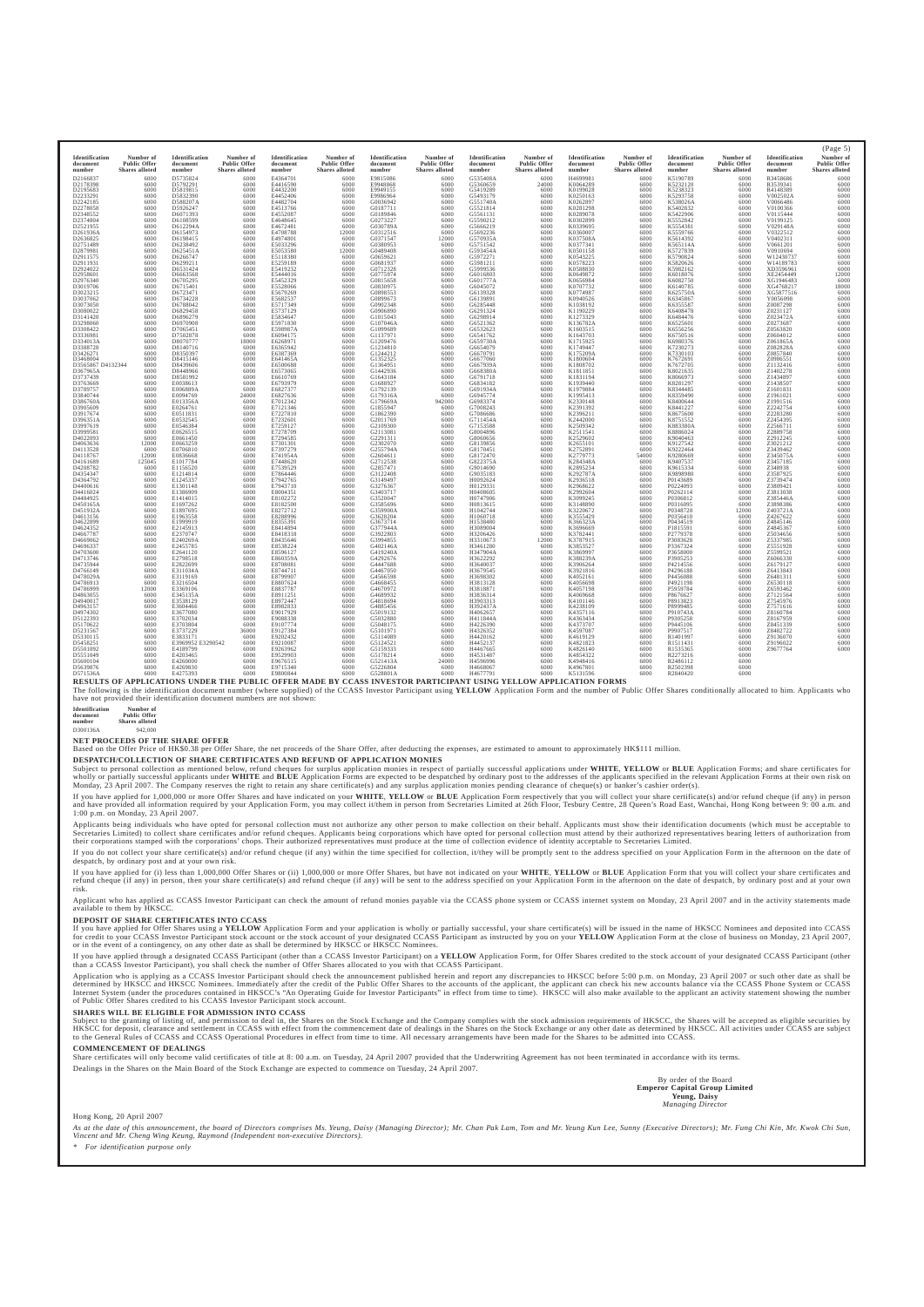| Identification document number | Number of Public Offer Shares alloted | Identification document number | Number of Public Offer Shares alloted | Identification document number | Number of Public Offer Shares alloted | Identification document number | Number of Public Offer Shares alloted | Identification document number | Number of Public Offer Shares alloted | Identification document number | Number of Public Offer Shares alloted | Identification document number | Number of Public Offer Shares alloted | Identification document number | Number of Public Offer Shares alloted |
|---|---|---|---|---|---|---|---|---|---|---|---|---|---|---|---|
| D2166837 | 6000 | D5735824 | 6000 | E4364701 | 6000 | E9815086 | 6000 | G535408A | 6000 | H4699981 | 6000 | K5190789 | 6000 | R3458686 | 6000 |
| D2178398 | 6000 | D5792291 | 6000 | E4416590 | 6000 | E9948868 | 6000 | G5360659 | 24000 | K0064289 | 6000 | K5232120 | 6000 | R3539341 | 6000 |
| D2195683 | 6000 | D5819815 | 6000 | E4432200 | 6000 | E9949155 | 6000 | G5419280 | 6000 | K0199028 | 6000 | K5238323 | 6000 | R4148389 | 6000 |
| D2233291 | 6000 | D5832390 | 6000 | E4452406 | 6000 | E9986964 | 6000 | G5493179 | 6000 | K0250163 | 6000 | K5293758 | 6000 | V002502A | 6000 |
| D2242185 | 6000 | D588207A | 6000 | E4482704 | 6000 | G0036942 | 6000 | G551740A | 6000 | K0262897 | 6000 | K538026A | 6000 | V0066486 | 6000 |
| D2278058 | 6000 | D5926247 | 6000 | E4513766 | 6000 | G0187711 | 6000 | G5521814 | 6000 | K0281298 | 6000 | K5402832 | 6000 | V0100366 | 6000 |
| D2348552 | 6000 | D6071393 | 6000 | E4552087 | 6000 | G0189846 | 6000 | G5561131 | 6000 | K0289078 | 6000 | K5422906 | 6000 | V0115444 | 6000 |
| D2374804 | 6000 | D6108599 | 6000 | E4648645 | 6000 | G0273227 | 6000 | G5590212 | 6000 | K0302899 | 6000 | K5552842 | 6000 | V0199125 | 6000 |
| D2521955 | 6000 | D612294A | 6000 | E4672481 | 6000 | G030780A | 6000 | G5666219 | 6000 | K0339695 | 6000 | K5554381 | 6000 | V029148A | 6000 |
| D261936A | 6000 | D6154973 | 6000 | E4708788 | 12000 | G0312516 | 6000 | G5692236 | 6000 | K0360007 | 6000 | K5559766 | 6000 | V0322512 | 6000 |
| D2636825 | 6000 | D6198415 | 6000 | E4974801 | 6000 | G0371547 | 12000 | G570935A | 6000 | K037508A | 6000 | K5614392 | 6000 | V0402311 | 6000 |
| D2751489 | 6000 | D6238492 | 6000 | E5033296 | 6000 | G0380953 | 6000 | G5751542 | 6000 | K0377341 | 6000 | K565114A | 6000 | V0661201 | 6000 |
| D2879981 | 6000 | D625451A | 6000 | E5053580 | 12000 | G0489408 | 6000 | G593454A | 6000 | K0501158 | 6000 | K5727839 | 6000 | V0910694 | 6000 |
| D2911575 | 6000 | D6266747 | 6000 | E5118389 | 6000 | G0659621 | 6000 | G5972271 | 6000 | K0543225 | 6000 | K5790824 | 6000 | W12430737 | 6000 |
| D2911931 | 6000 | D6299211 | 6000 | E5259189 | 6000 | G0681937 | 6000 | G5981211 | 6000 | K0578223 | 6000 | K5820626 | 6000 | W14189783 | 6000 |
| D2924022 | 6000 | D6531424 | 6000 | E5419232 | 6000 | G0712328 | 6000 | G5999536 | 6000 | K0588850 | 6000 | K5982162 | 6000 | XD359696 | 6000 |
| D2958601 | 6000 | D6663568 | 6000 | E5440016 | 6000 | G0775974 | 6000 | G6016003 | 6000 | K0649872 | 6000 | K6018076 | 6000 | XE245449 | 12000 |
| D2976340 | 6000 | D6705295 | 6000 | E5452329 | 6000 | G0815658 | 6000 | G601777A | 6000 | K0656984 | 6000 | K6082750 | 6000 | XG1946483 | 6000 |
| D3019706 | 6000 | D6715401 | 6000 | E5528066 | 6000 | G0830975 | 6000 | G6045072 | 6000 | K0707732 | 6000 | K6140785 | 6000 | XG4768217 | 18000 |
| D3023215 | 6000 | D6723471 | 6000 | E5679269 | 6000 | G0898553 | 6000 | G6139328 | 6000 | K0774987 | 6000 | K625750A | 6000 | XG5877516 | 6000 |
| D3037062 | 6000 | D6734228 | 6000 | E5682537 | 6000 | G0899673 | 6000 | G6139891 | 6000 | K0940526 | 6000 | K6345867 | 6000 | Y0056098 | 6000 |
| D3073050 | 6000 | D6788042 | 6000 | E5717349 | 6000 | G0902348 | 6000 | G6285448 | 6000 | K1038192 | 6000 | K6355587 | 6000 | Z0087298 | 6000 |
| D3080022 | 6000 | D6829458 | 6000 | E5737129 | 6000 | G0906890 | 6000 | G6291324 | 6000 | K1190229 | 6000 | K6408478 | 6000 | Z0231127 | 6000 |
| D3141420 | 6000 | D6896279 | 6000 | E5834647 | 6000 | G1015043 | 6000 | G6298914 | 6000 | K1273329 | 6000 | K6484476 | 6000 | Z023472A | 6000 |
| D3298060 | 6000 | D6970908 | 6000 | E5971830 | 6000 | G107046A | 6000 | G6521362 | 6000 | K136782A | 6000 | K6525601 | 6000 | Z0273687 | 6000 |
| D3308422 | 6000 | D7065451 | 6000 | E598987A | 6000 | G1099689 | 6000 | G6532623 | 6000 | K1603515 | 6000 | K6556256 | 6000 | Z0563820 | 6000 |
| D3336981 | 6000 | D7502878 | 6000 | E6094175 | 6000 | G1137971 | 6000 | G6541762 | 6000 | K1643703 | 6000 | K6750516 | 6000 | Z0604012 | 6000 |
| D334013A | 6000 | D8070777 | 18000 | E6268971 | 6000 | G1209476 | 6000 | G659730A | 6000 | K1715925 | 6000 | K6980376 | 6000 | Z061865A | 6000 |
| D3388728 | 6000 | D8140716 | 6000 | E6365942 | 6000 | G1234810 | 6000 | G6654079 | 6000 | K1749447 | 6000 | K7230273 | 6000 | Z082828A | 6000 |
| D3426271 | 6000 | D8350397 | 6000 | E6387369 | 6000 | G1244212 | 6000 | G6670791 | 6000 | K175209A | 6000 | K7330103 | 6000 | Z0857840 | 6000 |
| D3468004 | 6000 | D8415146 | 6000 | E641465A | 6000 | G1352325 | 6000 | G6677060 | 6000 | K1800604 | 6000 | K7672691 | 6000 | Z0986551 | 6000 |
| D3565867 D4132344 | 6000 | D8439606 | 6000 | E6500688 | 6000 | G1364951 | 6000 | G6679394 | 6000 | K1808702 | 6000 | K7672705 | 6000 | Z1132416 | 6000 |
| D367965A | 6000 | D8448966 | 6000 | E6573065 | 6000 | G1442936 | 6000 | G668380A | 6000 | K1811851 | 6000 | K8021635 | 6000 | Z1402278 | 6000 |
| D3737439 | 6000 | D8581992 | 6000 | E6610769 | 6000 | G1643184 | 6000 | G6791718 | 6000 | K1831194 | 6000 | K8066973 | 6000 | Z1434897 | 6000 |
| D3763669 | 6000 | E0038613 | 6000 | E6793979 | 6000 | G1688927 | 6000 | G6834182 | 6000 | K1939440 | 6000 | K8281297 | 6000 | Z1438507 | 6000 |
| D3789757 | 6000 | E006889A | 6000 | E6827377 | 6000 | G1792139 | 6000 | G691934A | 6000 | K1979884 | 6000 | K8344485 | 6000 | Z1601831 | 6000 |
| D3840744 | 6000 | E0094769 | 24000 | E682763A | 6000 | G179316A | 6000 | G6945774 | 6000 | K1995413 | 6000 | K8359490 | 6000 | Z1961021 | 6000 |
| D386760A | 6000 | E013356A | 6000 | E7012342 | 6000 | G179669A | 942000 | G6983374 | 6000 | K2330148 | 6000 | K8400644 | 6000 | Z1991516 | 6000 |
| D3905609 | 6000 | E0264761 | 6000 | E7121346 | 6000 | G1855947 | 6000 | G7008243 | 6000 | K2391392 | 6000 | K8441227 | 6000 | Z2242754 | 6000 |
| D3917674 | 6000 | E0511831 | 6000 | E7227810 | 6000 | G1862390 | 6000 | G7086686 | 6000 | K2396211 | 6000 | K8675600 | 6000 | Z2283280 | 6000 |
| D396351A | 6000 | E0532545 | 6000 | E7232601 | 6000 | G2001769 | 6000 | G711454A | 6000 | K2442000 | 6000 | K8751552 | 6000 | Z2454395 | 6000 |
| D3997619 | 6000 | E0546384 | 6000 | E7259127 | 6000 | G2109300 | 6000 | G7153588 | 6000 | K2509342 | 6000 | K883380A | 6000 | Z2566711 | 6000 |
| D3999581 | 6000 | E0626515 | 6000 | E7278709 | 6000 | G2113081 | 6000 | G8004896 | 6000 | K2511541 | 6000 | K8886024 | 6000 | Z2809758 | 6000 |
| D4022093 | 6000 | E0661450 | 6000 | E7294585 | 6000 | G2291311 | 6000 | G8060656 | 6000 | K2529602 | 6000 | K9040463 | 6000 | Z2912245 | 6000 |
| D4063636 | 12000 | E0663259 | 6000 | E7301301 | 6000 | G2302070 | 6000 | G8139856 | 6000 | K2655101 | 6000 | K9127542 | 6000 | Z3021212 | 6000 |
| D4113528 | 6000 | E0706810 | 6000 | E7397279 | 6000 | G255794A | 6000 | G8170451 | 6000 | K2752891 | 6000 | K9222464 | 6000 | Z3439462 | 6000 |
| D4118767 | 12000 | E0836668 | 6000 | E741954A | 6000 | G2604611 | 6000 | G8172470 | 6000 | K2779773 | 54000 | K9280669 | 6000 | Z345075A | 6000 |
| D4161689 | 125045 | E1017784 | 6000 | E7448620 | 6000 | G2712538 | 6000 | G822375A | 6000 | K284348A | 6000 | K9407537 | 6000 | Z3457185 | 6000 |
| D4208782 | 6000 | E1156520 | 6000 | E7539529 | 6000 | G2857471 | 6000 | G9014690 | 6000 | K2895234 | 6000 | K9615334 | 6000 | Z348938 | 6000 |
| D4354347 | 6000 | E1214814 | 6000 | E7864446 | 6000 | G3122408 | 6000 | G9035181 | 6000 | K292787A | 6000 | K9898980 | 6000 | Z3587925 | 6000 |
| D4364792 | 6000 | E1245337 | 6000 | E7942765 | 6000 | G3149497 | 6000 | H0092624 | 6000 | K2936518 | 6000 | P0143689 | 6000 | Z3739474 | 6000 |
| D4400616 | 6000 | E1301148 | 6000 | E7943710 | 6000 | G3276367 | 6000 | H0129331 | 6000 | K2968622 | 6000 | P0224093 | 6000 | Z3809421 | 6000 |
| D4416024 | 6000 | E1386909 | 6000 | E8004351 | 6000 | G3403717 | 6000 | H0400605 | 6000 | K2992604 | 6000 | P0262114 | 6000 | Z3813038 | 6000 |
| D4484925 | 6000 | E1414015 | 6000 | E8102272 | 6000 | G3520047 | 6000 | H0747906 | 6000 | K3099245 | 6000 | P0306812 | 6000 | Z385446A | 6000 |
| D450165A | 6000 | E1697262 | 6000 | E8182500 | 6000 | G3585696 | 6000 | H0813615 | 6000 | K3148890 | 6000 | P0316095 | 6000 | Z3898386 | 6000 |
| D451932A | 6000 | E1897695 | 6000 | E8272712 | 6000 | G359900A | 6000 | H1042744 | 6000 | K3220672 | 6000 | P0348728 | 12000 | Z403721A | 6000 |
| D4613156 | 6000 | E1963558 | 6000 | E8288996 | 6000 | G3628204 | 6000 | H1060718 | 6000 | K3555429 | 6000 | P0356410 | 6000 | Z4267622 | 6000 |
| D4622899 | 6000 | E1999919 | 6000 | E8355391 | 6000 | G3673714 | 6000 | H1538480 | 6000 | K366323A | 6000 | P0434519 | 6000 | Z4845146 | 6000 |
| D4624352 | 6000 | E2145913 | 6000 | E8414894 | 6000 | G377944A | 6000 | H3089004 | 6000 | K3696669 | 6000 | P1815591 | 6000 | Z4845367 | 6000 |
| D4667787 | 6000 | E2370747 | 6000 | E8418318 | 6000 | G3922803 | 6000 | H3206426 | 6000 | K3782441 | 6000 | P2779378 | 6000 | Z5034656 | 6000 |
| D4669062 | 6000 | E240269A | 6000 | E8435646 | 6000 | G3994855 | 6000 | H3310673 | 12000 | K3787915 | 6000 | P3083628 | 6000 | Z5337985 | 6000 |
| D4696337 | 6000 | E2455785 | 6000 | E8538224 | 6000 | G4021464 | 6000 | H3461280 | 6000 | K3853527 | 6000 | P3367324 | 6000 | Z5551928 | 6000 |
| D4703600 | 6000 | E2641120 | 6000 | E8596127 | 6000 | G419240A | 6000 | H347904A | 6000 | K3869997 | 6000 | P3658000 | 6000 | Z5599521 | 6000 |
| D4713746 | 6000 | E2798518 | 6000 | E860359A | 6000 | G4292676 | 6000 | H3622292 | 6000 | K388239A | 6000 | P3905253 | 6000 | Z6066330 | 6000 |
| D4735944 | 6000 | E2822699 | 6000 | E8708081 | 6000 | G4447688 | 6000 | H3640037 | 6000 | K3906264 | 6000 | P4214556 | 6000 | Z6179127 | 6000 |
| D4766149 | 6000 | E311034A | 6000 | E8744711 | 6000 | G4467050 | 6000 | H3679545 | 6000 | K3921816 | 6000 | P4296188 | 6000 | Z6413843 | 6000 |
| D478029A | 6000 | E3119169 | 6000 | E8799907 | 6000 | G4566598 | 6000 | H3698302 | 6000 | K4052161 | 6000 | P4456088 | 6000 | Z6481311 | 6000 |
| D4786913 | 6000 | E3216504 | 6000 | E8807624 | 6000 | G4668455 | 6000 | H3813128 | 6000 | K4056698 | 6000 | P4921198 | 6000 | Z6530118 | 6000 |
| D4786999 | 12000 | E3369106 | 6000 | E8837787 | 6000 | G4670972 | 6000 | H3818871 | 6000 | K4057198 | 6000 | P5959784 | 6000 | Z6593462 | 6000 |
| D4863055 | 6000 | E345135A | 6000 | E8911251 | 6000 | G4689932 | 6000 | H3836314 | 6000 | K4069668 | 6000 | P8676627 | 6000 | Z7121564 | 6000 |
| D4940017 | 6000 | E3538129 | 6000 | E8972447 | 6000 | G4818694 | 6000 | H3903313 | 6000 | K4101146 | 6000 | P8913823 | 6000 | Z7545976 | 6000 |
| D4963157 | 6000 | E3604466 | 6000 | E8982833 | 6000 | G4885456 | 6000 | H392437A | 6000 | K4238109 | 6000 | P8999485 | 6000 | Z7571616 | 6000 |
| D4974302 | 6000 | E3677080 | 6000 | E9017929 | 6000 | G5019132 | 6000 | H4062657 | 6000 | K4357116 | 6000 | P910743A | 6000 | Z8160784 | 6000 |
| D5122393 | 6000 | E3702034 | 6000 | E9088338 | 6000 | G5032880 | 6000 | H411844A | 6000 | K4363434 | 6000 | P9305258 | 6000 | Z8167959 | 6000 |
| D5170622 | 6000 | E3703804 | 6000 | E9107774 | 6000 | G5048175 | 6000 | H4226390 | 6000 | K4373707 | 6000 | P9445106 | 6000 | Z8451339 | 6000 |
| D5231567 | 6000 | E3737229 | 36000 | E9127384 | 6000 | G5101971 | 6000 | H4326352 | 6000 | K4597087 | 6000 | P9907517 | 6000 | Z8482722 | 6000 |
| D5330115 | 6000 | E3833171 | 6000 | E9202432 | 6000 | G5114089 | 6000 | H4420162 | 6000 | K4619129 | 6000 | R1401997 | 6000 | Z9136070 | 6000 |
| D5458251 | 6000 | E3969952 E3290542 | 6000 | E9210087 | 6000 | G5124521 | 6000 | H4452137 | 6000 | K4823823 | 6000 | R1511431 | 6000 | Z9196022 | 6000 |
| D5501092 | 6000 | E4189799 | 6000 | E9263962 | 6000 | G5159333 | 6000 | H4467665 | 6000 | K4826140 | 6000 | R1535365 | 6000 | Z9677764 | 6000 |
| D5551049 | 6000 | E4203465 | 6000 | E9529903 | 6000 | G5178214 | 6000 | H4531487 | 6000 | K4854322 | 6000 | R2273216 | 6000 | | |
| D5600104 | 6000 | E4260000 | 6000 | E9676515 | 6000 | G521413A | 6000 | H4596996 | 24000 | K4948416 | 6000 | R2486112 | 6000 | | |
| D5639876 | 6000 | E4269830 | 6000 | E9715340 | 6000 | G5226804 | 6000 | H4668067 | 6000 | K4967801 | 6000 | R2502398 | 6000 | | |
| D571536A | 6000 | E4275393 | 6000 | E9800844 | 6000 | G528801A | 6000 | H4677791 | 6000 | K5131596 | 6000 | R2840420 | 6000 | | |

**RESULTS OF APPLICATIONS UNDER THE PUBLIC OFFER MADE BY CCASS INVESTOR PARTICIPANT USING YELLOW APPLICATION FORMS**

The following is the identification document number (where supplied) of the CCASS Investor Participant using **YELLOW** Application Form and the number of Public Offer Shares conditionally allocated to him. Applicants who have not provided their identification document numbers are not shown:

| Identification document number | Number of Public Offer Shares alloted |
|---|---|
| D300136A | 942,000 |

**NET PROCEEDS OF THE SHARE OFFER**

Based on the Offer Price of HK$0.38 per Offer Share, the net proceeds of the Share Offer, after deducting the expenses, are estimated to amount to approximately HK$11 million.

**DESPATCH/COLLECTION OF SHARE CERTIFICATES AND REFUND OF APPLICATION MONIES**

Subject to personal collection as mentioned below, refund cheques for surplus application monies in respect of partially successful applications under **WHITE**, **YELLOW** or **BLUE** Application Forms; and share certificates for wholly or partially successful applicants under **WHITE** and **BLUE** Application Forms are expected to be despatched by ordinary post to the addresses of the applicants specified in the relevant Application Forms at their own risk on Monday, 23 April 2007. The Company reserves the right to retain any share certificate(s) and any surplus application monies pending clearance of cheque(s) or banker's cashier order(s).

If you have applied for 1,000,000 or more Offer Shares and have indicated on your **WHITE**, **YELLOW** or **BLUE** Application Form respectively that you will collect your share certificate(s) and/or refund cheque (if any) in person and have provided all information required by your Application Form, you may collect it/them in person from Secretaries Limited at 26th Floor, Tesbury Centre, 28 Queen's Road East, Wanchai, Hong Kong between 9: 00 a.m. and 1:00 p.m. on Monday, 23 April 2007.

Applicants being individuals who have opted for personal collection must not authorize any other person to make collection on their behalf. Applicants must show their identification documents (which must be acceptable to Secretaries Limited) to collect share certificates and/or refund cheques. Applicants being corporations which have opted for personal collection must attend by their authorized representatives bearing letters of authorization from their corporations stamped with the corporations' chops. Their authorized representatives must produce at the time of collection evidence of identity acceptable to Secretaries Limited.

If you do not collect your share certificate(s) and/or refund cheque (if any) within the time specified for collection, it/they will be promptly sent to the address specified on your Application Form in the afternoon on the date of despatch, by ordinary post and at your own risk.

If you have applied for (i) less than 1,000,000 Offer Shares or (ii) 1,000,000 or more Offer Shares, but have not indicated on your **WHITE**, **YELLOW** or **BLUE** Application Form that you will collect your share certificates and refund cheque (if any) in person, then your share certificate(s) and refund cheque (if any) will be sent to the address specified on your Application Form in the afternoon on the date of despatch, by ordinary post and at your own risk.

Applicant who has applied as CCASS Investor Participant can check the amount of refund monies payable via the CCASS phone system or CCASS internet system on Monday, 23 April 2007 and in the activity statements made available to them by HKSCC.

**DEPOSIT OF SHARE CERTIFICATES INTO CCASS**

If you have applied for Offer Shares using a **YELLOW** Application Form and your application is wholly or partially successful, your share certificate(s) will be issued in the name of HKSCC Nominees and deposited into CCASS for credit to your CCASS Investor Participant stock account or the stock account of your designated CCASS Participant as instructed by you on your **YELLOW** Application Form at the close of business on Monday, 23 April 2007, or in the event of a contingency, on any other date as shall be determined by HKSCC or HKSCC Nominees.

If you have applied through a designated CCASS Participant (other than a CCASS Investor Participant) on a **YELLOW** Application Form, for Offer Shares credited to the stock account of your designated CCASS Participant (other than a CCASS Investor Participant), you shall check the number of Offer Shares allocated to you with that CCASS Participant.

Application who is applying as a CCASS Investor Participant should check the announcement published herein and report any discrepancies to HKSCC before 5:00 p.m. on Monday, 23 April 2007 or such other date as shall be determined by HKSCC or HKSCC Nominees. Immediately after the credit of the Public Offer Shares to the accounts of the applicant, the applicant can check his new accounts balance via the CCASS Phone System or CCASS Internet System (under the procedures contained in HKSCC's "An Operating Guide for Investor Participants" in effect from time to time). HKSCC will also make available to the applicant an activity statement showing the number of Public Offer Shares credited to his CCASS Investor Participant stock account.

**SHARES WILL BE ELIGIBLE FOR ADMISSION INTO CCASS**

Subject to the granting of listing of, and permission to deal in, the Shares on the Stock Exchange and the Company complies with the stock admission requirements of HKSCC, the Shares will be accepted as eligible securities by HKSCC for deposit, clearance and settlement in CCASS with effect from the commencement date of dealings in the Shares on the Stock Exchange or any other date as determined by HKSCC. All activities under CCASS are subject to the General Rules of CCASS and CCASS Operational Procedures in effect from time to time. All necessary arrangements have been made for the Shares to be admitted into CCASS.

**COMMENCEMENT OF DEALINGS**

Share certificates will only become valid certificates of title at 8: 00 a.m. on Tuesday, 24 April 2007 provided that the Underwriting Agreement has not been terminated in accordance with its terms.

Dealings in the Shares on the Main Board of the Stock Exchange are expected to commence on Tuesday, 24 April 2007.

By order of the Board
**Emperor Capital Group Limited**
**Yeung, Daisy**
*Managing Director*

Hong Kong, 20 April 2007

*As at the date of this announcement, the board of Directors comprises Ms. Yeung, Daisy (Managing Director); Mr. Chan Pak Lam, Tom and Mr. Wong Chi Fai (Executive Directors); Ms. Pearl Yan Lee, Sunny (Executive Directors); Mr. Fung Chi Kin, Mr. Kwok Chi Sun, Vincent and Mr. Cheng Wing Keung, Raymond (Independent non-executive Directors).*

*\* For identification purpose only*